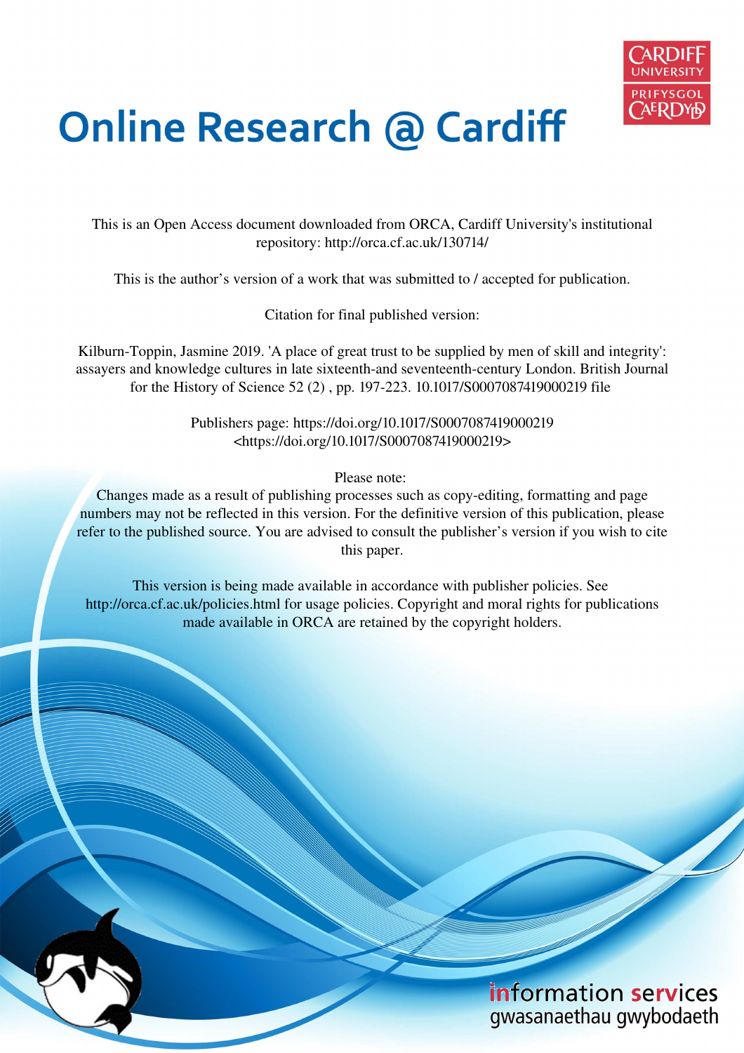# Online Research @ Cardiff

This is an Open Access document downloaded from ORCA, Cardiff University's institutional repository: http://orca.cf.ac.uk/130714/

This is the author's version of a work that was submitted to / accepted for publication.

Citation for final published version:

Kilburn-Toppin, Jasmine 2019. 'A place of great trust to be supplied by men of skill and integrity': assayers and knowledge cultures in late sixteenth-and seventeenth-century London. British Journal for the History of Science 52 (2) , pp. 197-223. 10.1017/S0007087419000219 file

Publishers page: https://doi.org/10.1017/S0007087419000219 <https://doi.org/10.1017/S0007087419000219>

Please note:
Changes made as a result of publishing processes such as copy-editing, formatting and page numbers may not be reflected in this version. For the definitive version of this publication, please refer to the published source. You are advised to consult the publisher's version if you wish to cite this paper.

This version is being made available in accordance with publisher policies. See http://orca.cf.ac.uk/policies.html for usage policies. Copyright and moral rights for publications made available in ORCA are retained by the copyright holders.

information services
gwasanaethau gwybodaeth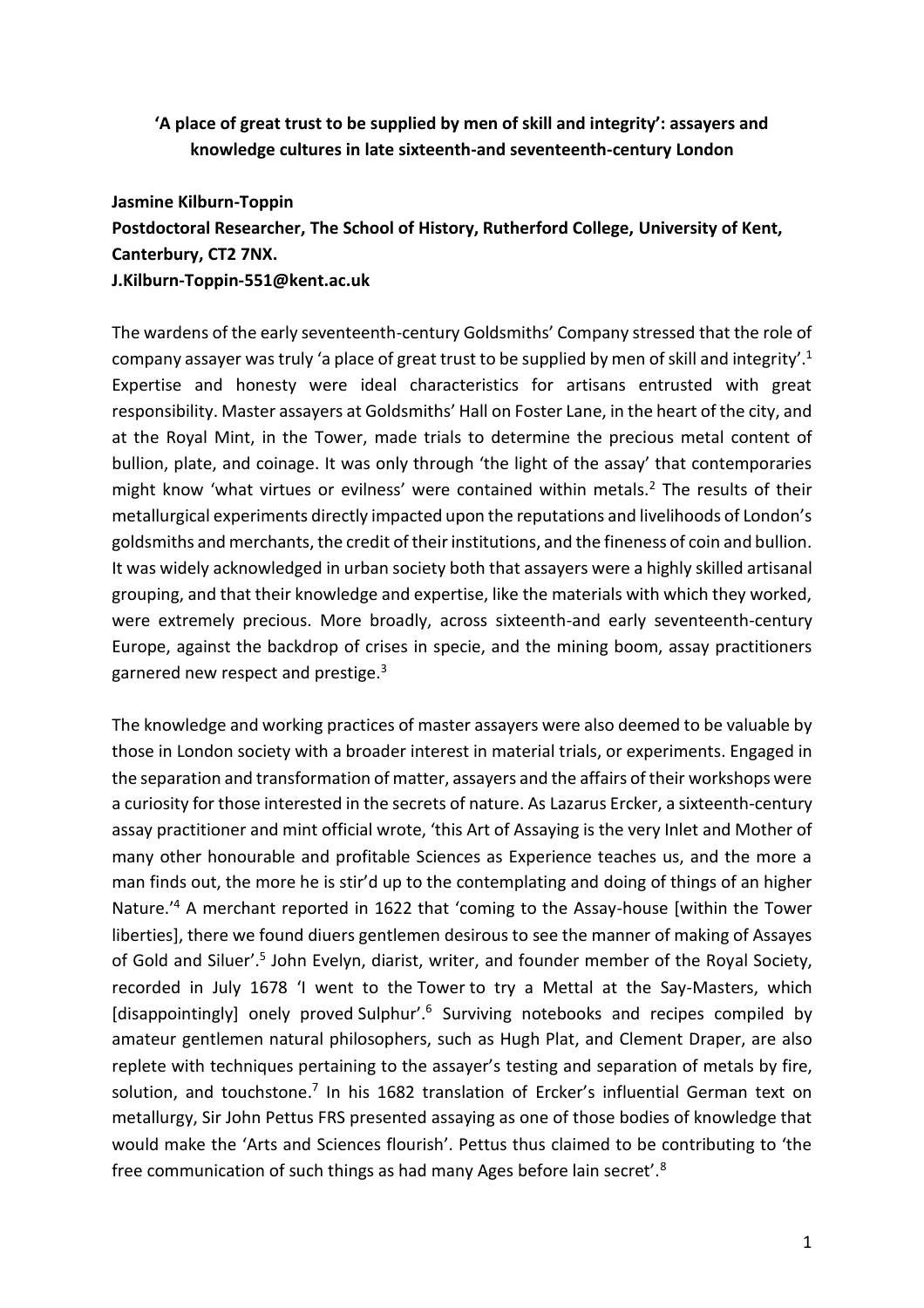**'A place of great trust to be supplied by men of skill and integrity': assayers and knowledge cultures in late sixteenth-and seventeenth-century London**

**Jasmine Kilburn-Toppin**
**Postdoctoral Researcher, The School of History, Rutherford College, University of Kent, Canterbury, CT2 7NX.**
**J.Kilburn-Toppin-551@kent.ac.uk**

The wardens of the early seventeenth-century Goldsmiths' Company stressed that the role of company assayer was truly 'a place of great trust to be supplied by men of skill and integrity'.[1] Expertise and honesty were ideal characteristics for artisans entrusted with great responsibility. Master assayers at Goldsmiths' Hall on Foster Lane, in the heart of the city, and at the Royal Mint, in the Tower, made trials to determine the precious metal content of bullion, plate, and coinage. It was only through 'the light of the assay' that contemporaries might know 'what virtues or evilness' were contained within metals.[2] The results of their metallurgical experiments directly impacted upon the reputations and livelihoods of London's goldsmiths and merchants, the credit of their institutions, and the fineness of coin and bullion. It was widely acknowledged in urban society both that assayers were a highly skilled artisanal grouping, and that their knowledge and expertise, like the materials with which they worked, were extremely precious. More broadly, across sixteenth-and early seventeenth-century Europe, against the backdrop of crises in specie, and the mining boom, assay practitioners garnered new respect and prestige.[3]

The knowledge and working practices of master assayers were also deemed to be valuable by those in London society with a broader interest in material trials, or experiments. Engaged in the separation and transformation of matter, assayers and the affairs of their workshops were a curiosity for those interested in the secrets of nature. As Lazarus Ercker, a sixteenth-century assay practitioner and mint official wrote, 'this Art of Assaying is the very Inlet and Mother of many other honourable and profitable Sciences as Experience teaches us, and the more a man finds out, the more he is stir'd up to the contemplating and doing of things of an higher Nature.'[4] A merchant reported in 1622 that 'coming to the Assay-house [within the Tower liberties], there we found diuers gentlemen desirous to see the manner of making of Assayes of Gold and Siluer'.[5] John Evelyn, diarist, writer, and founder member of the Royal Society, recorded in July 1678 'I went to the Tower to try a Mettal at the Say-Masters, which [disappointingly] onely proved Sulphur'.[6] Surviving notebooks and recipes compiled by amateur gentlemen natural philosophers, such as Hugh Plat, and Clement Draper, are also replete with techniques pertaining to the assayer's testing and separation of metals by fire, solution, and touchstone.[7] In his 1682 translation of Ercker's influential German text on metallurgy, Sir John Pettus FRS presented assaying as one of those bodies of knowledge that would make the 'Arts and Sciences flourish'. Pettus thus claimed to be contributing to 'the free communication of such things as had many Ages before lain secret'.[8]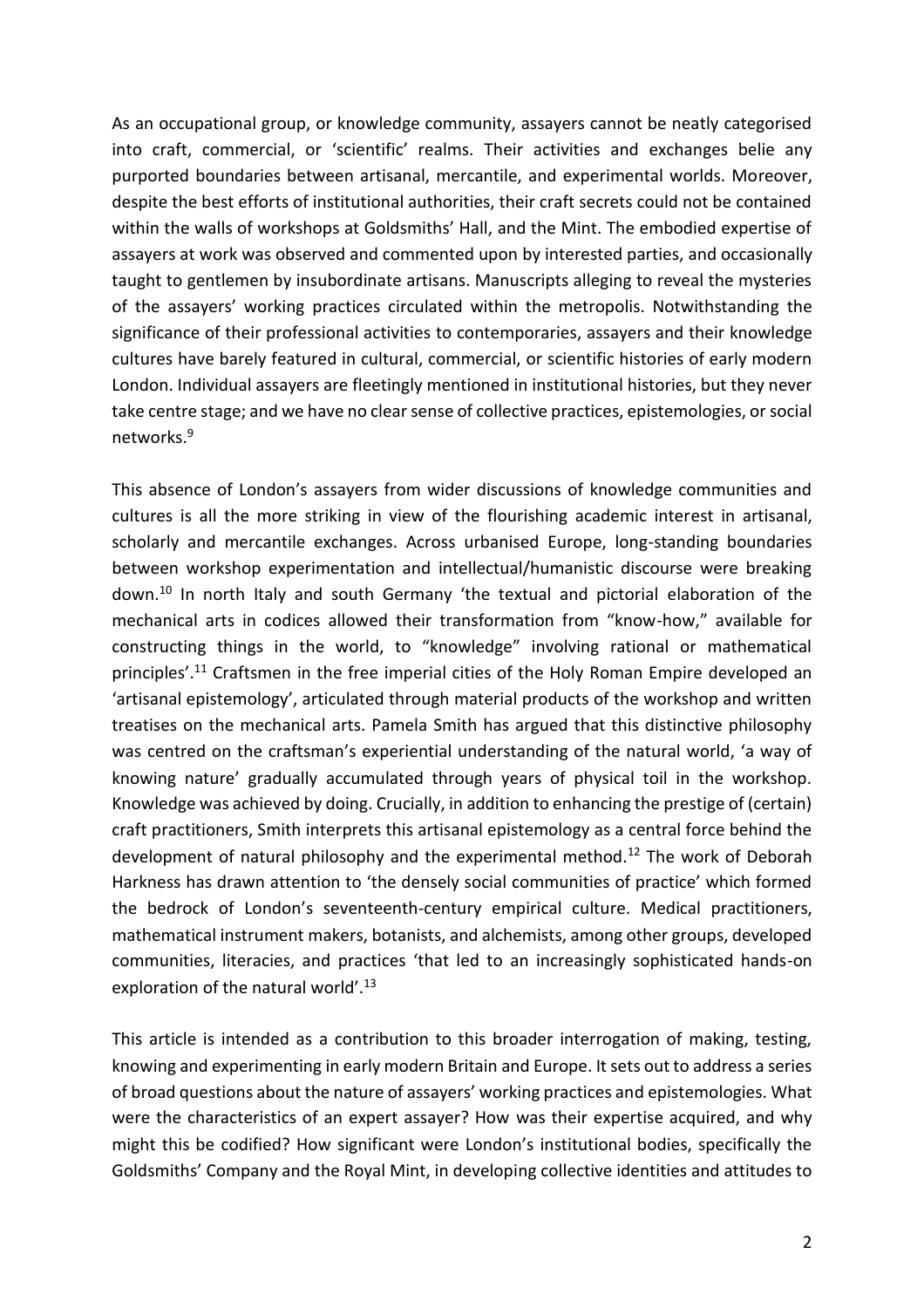As an occupational group, or knowledge community, assayers cannot be neatly categorised into craft, commercial, or 'scientific' realms. Their activities and exchanges belie any purported boundaries between artisanal, mercantile, and experimental worlds. Moreover, despite the best efforts of institutional authorities, their craft secrets could not be contained within the walls of workshops at Goldsmiths' Hall, and the Mint. The embodied expertise of assayers at work was observed and commented upon by interested parties, and occasionally taught to gentlemen by insubordinate artisans. Manuscripts alleging to reveal the mysteries of the assayers' working practices circulated within the metropolis. Notwithstanding the significance of their professional activities to contemporaries, assayers and their knowledge cultures have barely featured in cultural, commercial, or scientific histories of early modern London. Individual assayers are fleetingly mentioned in institutional histories, but they never take centre stage; and we have no clear sense of collective practices, epistemologies, or social networks.[9]

This absence of London's assayers from wider discussions of knowledge communities and cultures is all the more striking in view of the flourishing academic interest in artisanal, scholarly and mercantile exchanges. Across urbanised Europe, long-standing boundaries between workshop experimentation and intellectual/humanistic discourse were breaking down.[10] In north Italy and south Germany 'the textual and pictorial elaboration of the mechanical arts in codices allowed their transformation from "know-how," available for constructing things in the world, to "knowledge" involving rational or mathematical principles'.[11] Craftsmen in the free imperial cities of the Holy Roman Empire developed an 'artisanal epistemology', articulated through material products of the workshop and written treatises on the mechanical arts. Pamela Smith has argued that this distinctive philosophy was centred on the craftsman's experiential understanding of the natural world, 'a way of knowing nature' gradually accumulated through years of physical toil in the workshop. Knowledge was achieved by doing. Crucially, in addition to enhancing the prestige of (certain) craft practitioners, Smith interprets this artisanal epistemology as a central force behind the development of natural philosophy and the experimental method.[12] The work of Deborah Harkness has drawn attention to 'the densely social communities of practice' which formed the bedrock of London's seventeenth-century empirical culture. Medical practitioners, mathematical instrument makers, botanists, and alchemists, among other groups, developed communities, literacies, and practices 'that led to an increasingly sophisticated hands-on exploration of the natural world'.[13]

This article is intended as a contribution to this broader interrogation of making, testing, knowing and experimenting in early modern Britain and Europe. It sets out to address a series of broad questions about the nature of assayers' working practices and epistemologies. What were the characteristics of an expert assayer? How was their expertise acquired, and why might this be codified? How significant were London's institutional bodies, specifically the Goldsmiths' Company and the Royal Mint, in developing collective identities and attitudes to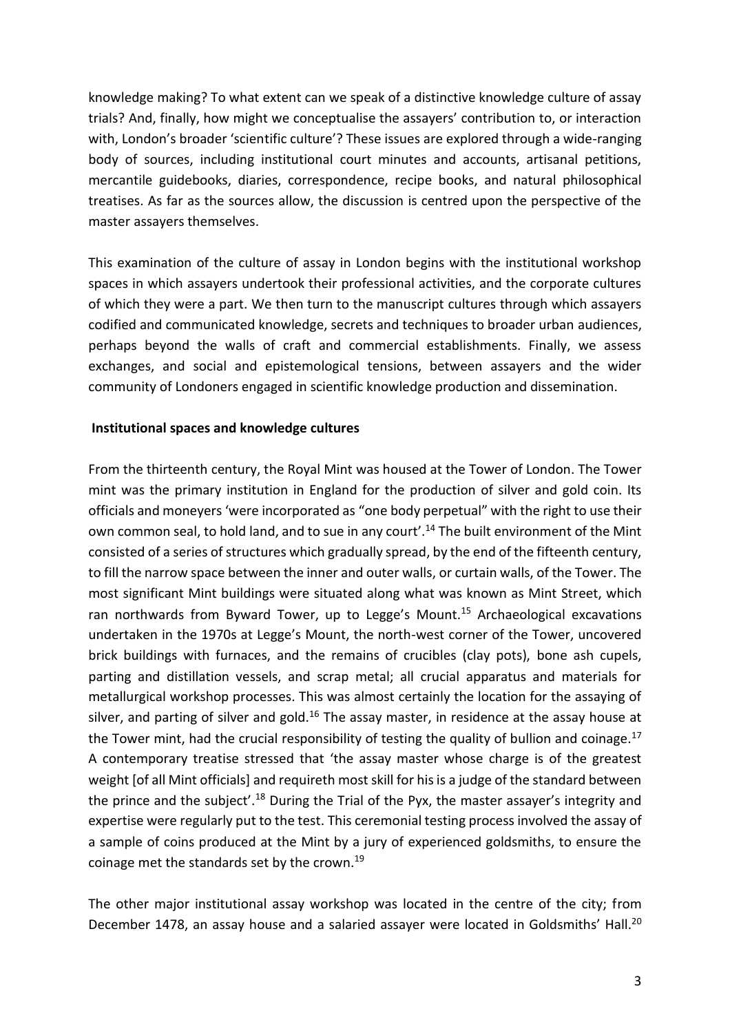knowledge making? To what extent can we speak of a distinctive knowledge culture of assay trials? And, finally, how might we conceptualise the assayers' contribution to, or interaction with, London's broader 'scientific culture'? These issues are explored through a wide-ranging body of sources, including institutional court minutes and accounts, artisanal petitions, mercantile guidebooks, diaries, correspondence, recipe books, and natural philosophical treatises. As far as the sources allow, the discussion is centred upon the perspective of the master assayers themselves.

This examination of the culture of assay in London begins with the institutional workshop spaces in which assayers undertook their professional activities, and the corporate cultures of which they were a part. We then turn to the manuscript cultures through which assayers codified and communicated knowledge, secrets and techniques to broader urban audiences, perhaps beyond the walls of craft and commercial establishments. Finally, we assess exchanges, and social and epistemological tensions, between assayers and the wider community of Londoners engaged in scientific knowledge production and dissemination.

## Institutional spaces and knowledge cultures

From the thirteenth century, the Royal Mint was housed at the Tower of London. The Tower mint was the primary institution in England for the production of silver and gold coin. Its officials and moneyers 'were incorporated as "one body perpetual" with the right to use their own common seal, to hold land, and to sue in any court'.[14] The built environment of the Mint consisted of a series of structures which gradually spread, by the end of the fifteenth century, to fill the narrow space between the inner and outer walls, or curtain walls, of the Tower. The most significant Mint buildings were situated along what was known as Mint Street, which ran northwards from Byward Tower, up to Legge's Mount.[15] Archaeological excavations undertaken in the 1970s at Legge's Mount, the north-west corner of the Tower, uncovered brick buildings with furnaces, and the remains of crucibles (clay pots), bone ash cupels, parting and distillation vessels, and scrap metal; all crucial apparatus and materials for metallurgical workshop processes. This was almost certainly the location for the assaying of silver, and parting of silver and gold.[16] The assay master, in residence at the assay house at the Tower mint, had the crucial responsibility of testing the quality of bullion and coinage.[17] A contemporary treatise stressed that 'the assay master whose charge is of the greatest weight [of all Mint officials] and requireth most skill for his is a judge of the standard between the prince and the subject'.[18] During the Trial of the Pyx, the master assayer's integrity and expertise were regularly put to the test. This ceremonial testing process involved the assay of a sample of coins produced at the Mint by a jury of experienced goldsmiths, to ensure the coinage met the standards set by the crown.[19]

The other major institutional assay workshop was located in the centre of the city; from December 1478, an assay house and a salaried assayer were located in Goldsmiths' Hall.[20]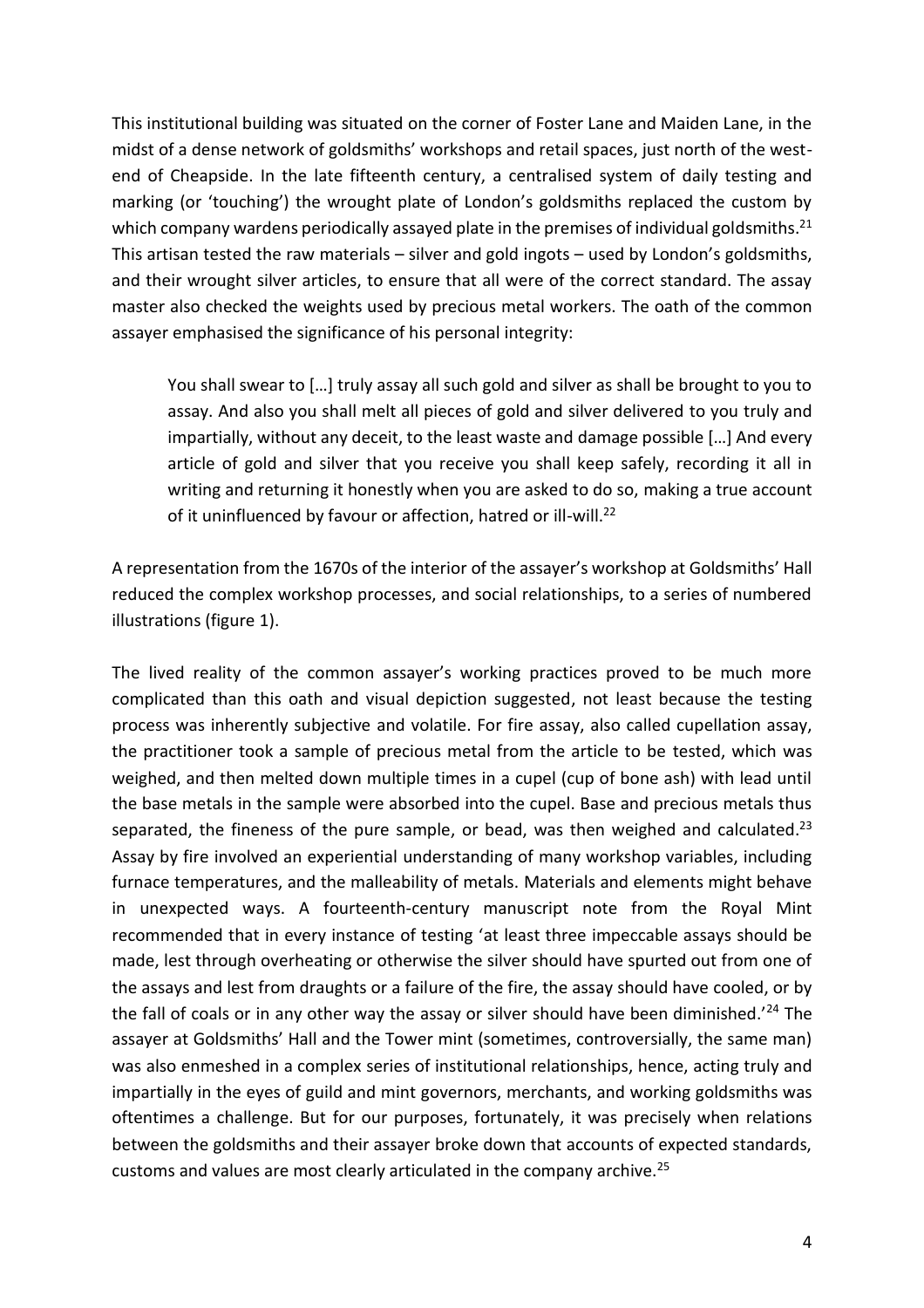This institutional building was situated on the corner of Foster Lane and Maiden Lane, in the midst of a dense network of goldsmiths' workshops and retail spaces, just north of the west-end of Cheapside. In the late fifteenth century, a centralised system of daily testing and marking (or 'touching') the wrought plate of London's goldsmiths replaced the custom by which company wardens periodically assayed plate in the premises of individual goldsmiths.[21] This artisan tested the raw materials – silver and gold ingots – used by London's goldsmiths, and their wrought silver articles, to ensure that all were of the correct standard. The assay master also checked the weights used by precious metal workers. The oath of the common assayer emphasised the significance of his personal integrity:

> You shall swear to […] truly assay all such gold and silver as shall be brought to you to assay. And also you shall melt all pieces of gold and silver delivered to you truly and impartially, without any deceit, to the least waste and damage possible […] And every article of gold and silver that you receive you shall keep safely, recording it all in writing and returning it honestly when you are asked to do so, making a true account of it uninfluenced by favour or affection, hatred or ill-will.[22]

A representation from the 1670s of the interior of the assayer's workshop at Goldsmiths' Hall reduced the complex workshop processes, and social relationships, to a series of numbered illustrations (figure 1).

The lived reality of the common assayer's working practices proved to be much more complicated than this oath and visual depiction suggested, not least because the testing process was inherently subjective and volatile. For fire assay, also called cupellation assay, the practitioner took a sample of precious metal from the article to be tested, which was weighed, and then melted down multiple times in a cupel (cup of bone ash) with lead until the base metals in the sample were absorbed into the cupel. Base and precious metals thus separated, the fineness of the pure sample, or bead, was then weighed and calculated.[23] Assay by fire involved an experiential understanding of many workshop variables, including furnace temperatures, and the malleability of metals. Materials and elements might behave in unexpected ways. A fourteenth-century manuscript note from the Royal Mint recommended that in every instance of testing 'at least three impeccable assays should be made, lest through overheating or otherwise the silver should have spurted out from one of the assays and lest from draughts or a failure of the fire, the assay should have cooled, or by the fall of coals or in any other way the assay or silver should have been diminished.'[24] The assayer at Goldsmiths' Hall and the Tower mint (sometimes, controversially, the same man) was also enmeshed in a complex series of institutional relationships, hence, acting truly and impartially in the eyes of guild and mint governors, merchants, and working goldsmiths was oftentimes a challenge. But for our purposes, fortunately, it was precisely when relations between the goldsmiths and their assayer broke down that accounts of expected standards, customs and values are most clearly articulated in the company archive.[25]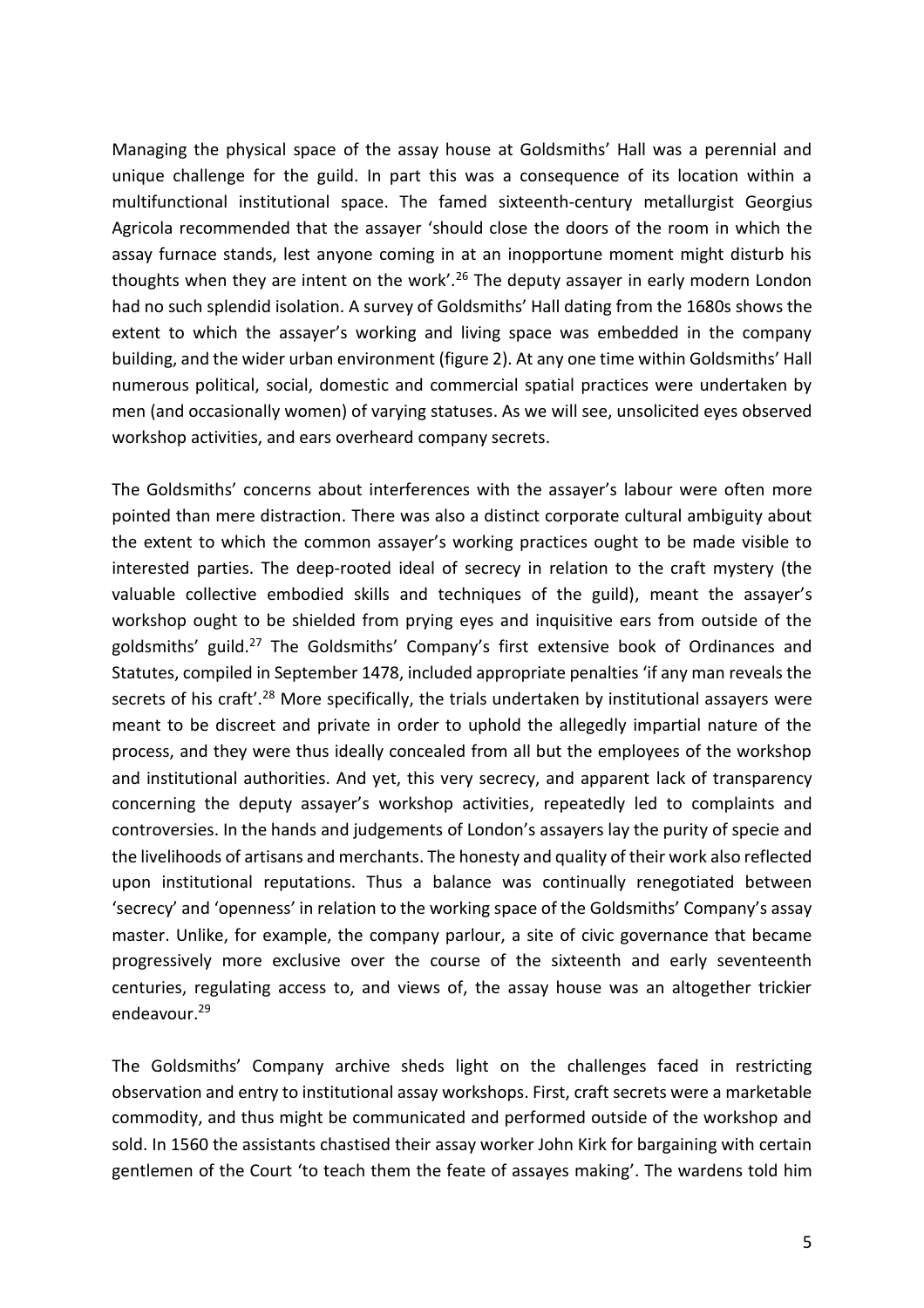Managing the physical space of the assay house at Goldsmiths' Hall was a perennial and unique challenge for the guild. In part this was a consequence of its location within a multifunctional institutional space. The famed sixteenth-century metallurgist Georgius Agricola recommended that the assayer 'should close the doors of the room in which the assay furnace stands, lest anyone coming in at an inopportune moment might disturb his thoughts when they are intent on the work'.[26] The deputy assayer in early modern London had no such splendid isolation. A survey of Goldsmiths' Hall dating from the 1680s shows the extent to which the assayer's working and living space was embedded in the company building, and the wider urban environment (figure 2). At any one time within Goldsmiths' Hall numerous political, social, domestic and commercial spatial practices were undertaken by men (and occasionally women) of varying statuses. As we will see, unsolicited eyes observed workshop activities, and ears overheard company secrets.

The Goldsmiths' concerns about interferences with the assayer's labour were often more pointed than mere distraction. There was also a distinct corporate cultural ambiguity about the extent to which the common assayer's working practices ought to be made visible to interested parties. The deep-rooted ideal of secrecy in relation to the craft mystery (the valuable collective embodied skills and techniques of the guild), meant the assayer's workshop ought to be shielded from prying eyes and inquisitive ears from outside of the goldsmiths' guild.[27] The Goldsmiths' Company's first extensive book of Ordinances and Statutes, compiled in September 1478, included appropriate penalties 'if any man reveals the secrets of his craft'.[28] More specifically, the trials undertaken by institutional assayers were meant to be discreet and private in order to uphold the allegedly impartial nature of the process, and they were thus ideally concealed from all but the employees of the workshop and institutional authorities. And yet, this very secrecy, and apparent lack of transparency concerning the deputy assayer's workshop activities, repeatedly led to complaints and controversies. In the hands and judgements of London's assayers lay the purity of specie and the livelihoods of artisans and merchants. The honesty and quality of their work also reflected upon institutional reputations. Thus a balance was continually renegotiated between 'secrecy' and 'openness' in relation to the working space of the Goldsmiths' Company's assay master. Unlike, for example, the company parlour, a site of civic governance that became progressively more exclusive over the course of the sixteenth and early seventeenth centuries, regulating access to, and views of, the assay house was an altogether trickier endeavour.[29]

The Goldsmiths' Company archive sheds light on the challenges faced in restricting observation and entry to institutional assay workshops. First, craft secrets were a marketable commodity, and thus might be communicated and performed outside of the workshop and sold. In 1560 the assistants chastised their assay worker John Kirk for bargaining with certain gentlemen of the Court 'to teach them the feate of assayes making'. The wardens told him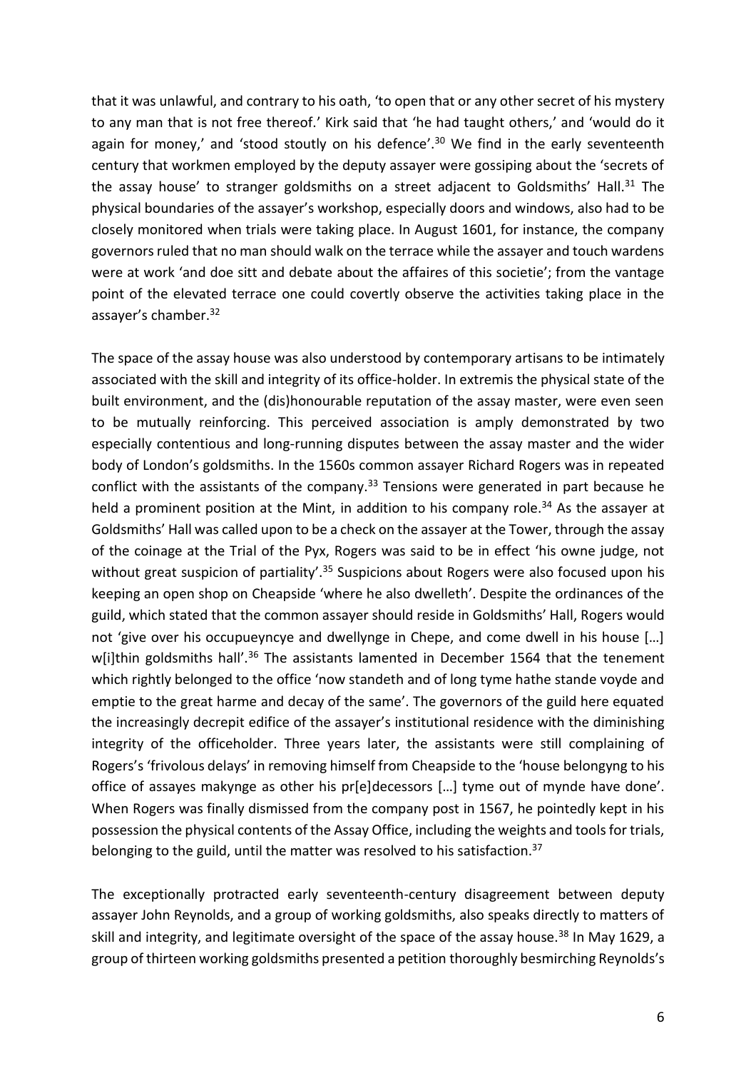that it was unlawful, and contrary to his oath, 'to open that or any other secret of his mystery to any man that is not free thereof.' Kirk said that 'he had taught others,' and 'would do it again for money,' and 'stood stoutly on his defence'.[30] We find in the early seventeenth century that workmen employed by the deputy assayer were gossiping about the 'secrets of the assay house' to stranger goldsmiths on a street adjacent to Goldsmiths' Hall.[31] The physical boundaries of the assayer's workshop, especially doors and windows, also had to be closely monitored when trials were taking place. In August 1601, for instance, the company governors ruled that no man should walk on the terrace while the assayer and touch wardens were at work 'and doe sitt and debate about the affaires of this societie'; from the vantage point of the elevated terrace one could covertly observe the activities taking place in the assayer's chamber.[32]

The space of the assay house was also understood by contemporary artisans to be intimately associated with the skill and integrity of its office-holder. In extremis the physical state of the built environment, and the (dis)honourable reputation of the assay master, were even seen to be mutually reinforcing. This perceived association is amply demonstrated by two especially contentious and long-running disputes between the assay master and the wider body of London's goldsmiths. In the 1560s common assayer Richard Rogers was in repeated conflict with the assistants of the company.[33] Tensions were generated in part because he held a prominent position at the Mint, in addition to his company role.[34] As the assayer at Goldsmiths' Hall was called upon to be a check on the assayer at the Tower, through the assay of the coinage at the Trial of the Pyx, Rogers was said to be in effect 'his owne judge, not without great suspicion of partiality'.[35] Suspicions about Rogers were also focused upon his keeping an open shop on Cheapside 'where he also dwelleth'. Despite the ordinances of the guild, which stated that the common assayer should reside in Goldsmiths' Hall, Rogers would not 'give over his occupueyncye and dwellynge in Chepe, and come dwell in his house […] w[i]thin goldsmiths hall'.[36] The assistants lamented in December 1564 that the tenement which rightly belonged to the office 'now standeth and of long tyme hathe stande voyde and emptie to the great harme and decay of the same'. The governors of the guild here equated the increasingly decrepit edifice of the assayer's institutional residence with the diminishing integrity of the officeholder. Three years later, the assistants were still complaining of Rogers's 'frivolous delays' in removing himself from Cheapside to the 'house belongyng to his office of assayes makynge as other his pr[e]decessors […] tyme out of mynde have done'. When Rogers was finally dismissed from the company post in 1567, he pointedly kept in his possession the physical contents of the Assay Office, including the weights and tools for trials, belonging to the guild, until the matter was resolved to his satisfaction.[37]

The exceptionally protracted early seventeenth-century disagreement between deputy assayer John Reynolds, and a group of working goldsmiths, also speaks directly to matters of skill and integrity, and legitimate oversight of the space of the assay house.[38] In May 1629, a group of thirteen working goldsmiths presented a petition thoroughly besmirching Reynolds's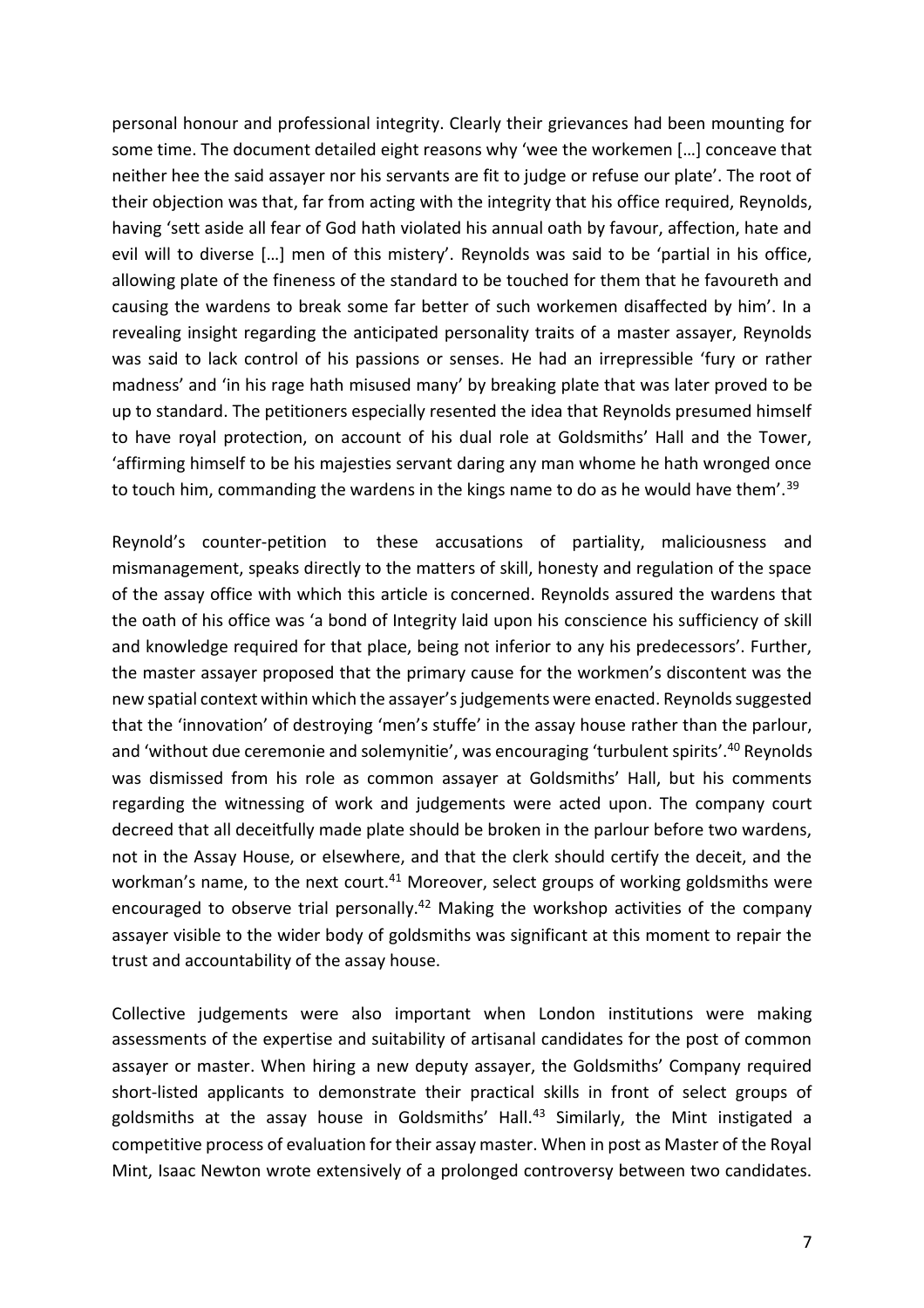personal honour and professional integrity. Clearly their grievances had been mounting for some time. The document detailed eight reasons why 'wee the workemen […] conceave that neither hee the said assayer nor his servants are fit to judge or refuse our plate'. The root of their objection was that, far from acting with the integrity that his office required, Reynolds, having 'sett aside all fear of God hath violated his annual oath by favour, affection, hate and evil will to diverse […] men of this mistery'. Reynolds was said to be 'partial in his office, allowing plate of the fineness of the standard to be touched for them that he favoureth and causing the wardens to break some far better of such workemen disaffected by him'. In a revealing insight regarding the anticipated personality traits of a master assayer, Reynolds was said to lack control of his passions or senses. He had an irrepressible 'fury or rather madness' and 'in his rage hath misused many' by breaking plate that was later proved to be up to standard. The petitioners especially resented the idea that Reynolds presumed himself to have royal protection, on account of his dual role at Goldsmiths' Hall and the Tower, 'affirming himself to be his majesties servant daring any man whome he hath wronged once to touch him, commanding the wardens in the kings name to do as he would have them'.[39]

Reynold's counter-petition to these accusations of partiality, maliciousness and mismanagement, speaks directly to the matters of skill, honesty and regulation of the space of the assay office with which this article is concerned. Reynolds assured the wardens that the oath of his office was 'a bond of Integrity laid upon his conscience his sufficiency of skill and knowledge required for that place, being not inferior to any his predecessors'. Further, the master assayer proposed that the primary cause for the workmen's discontent was the new spatial context within which the assayer's judgements were enacted. Reynolds suggested that the 'innovation' of destroying 'men's stuffe' in the assay house rather than the parlour, and 'without due ceremonie and solemynitie', was encouraging 'turbulent spirits'.[40] Reynolds was dismissed from his role as common assayer at Goldsmiths' Hall, but his comments regarding the witnessing of work and judgements were acted upon. The company court decreed that all deceitfully made plate should be broken in the parlour before two wardens, not in the Assay House, or elsewhere, and that the clerk should certify the deceit, and the workman's name, to the next court.[41] Moreover, select groups of working goldsmiths were encouraged to observe trial personally.[42] Making the workshop activities of the company assayer visible to the wider body of goldsmiths was significant at this moment to repair the trust and accountability of the assay house.

Collective judgements were also important when London institutions were making assessments of the expertise and suitability of artisanal candidates for the post of common assayer or master. When hiring a new deputy assayer, the Goldsmiths' Company required short-listed applicants to demonstrate their practical skills in front of select groups of goldsmiths at the assay house in Goldsmiths' Hall.[43] Similarly, the Mint instigated a competitive process of evaluation for their assay master. When in post as Master of the Royal Mint, Isaac Newton wrote extensively of a prolonged controversy between two candidates.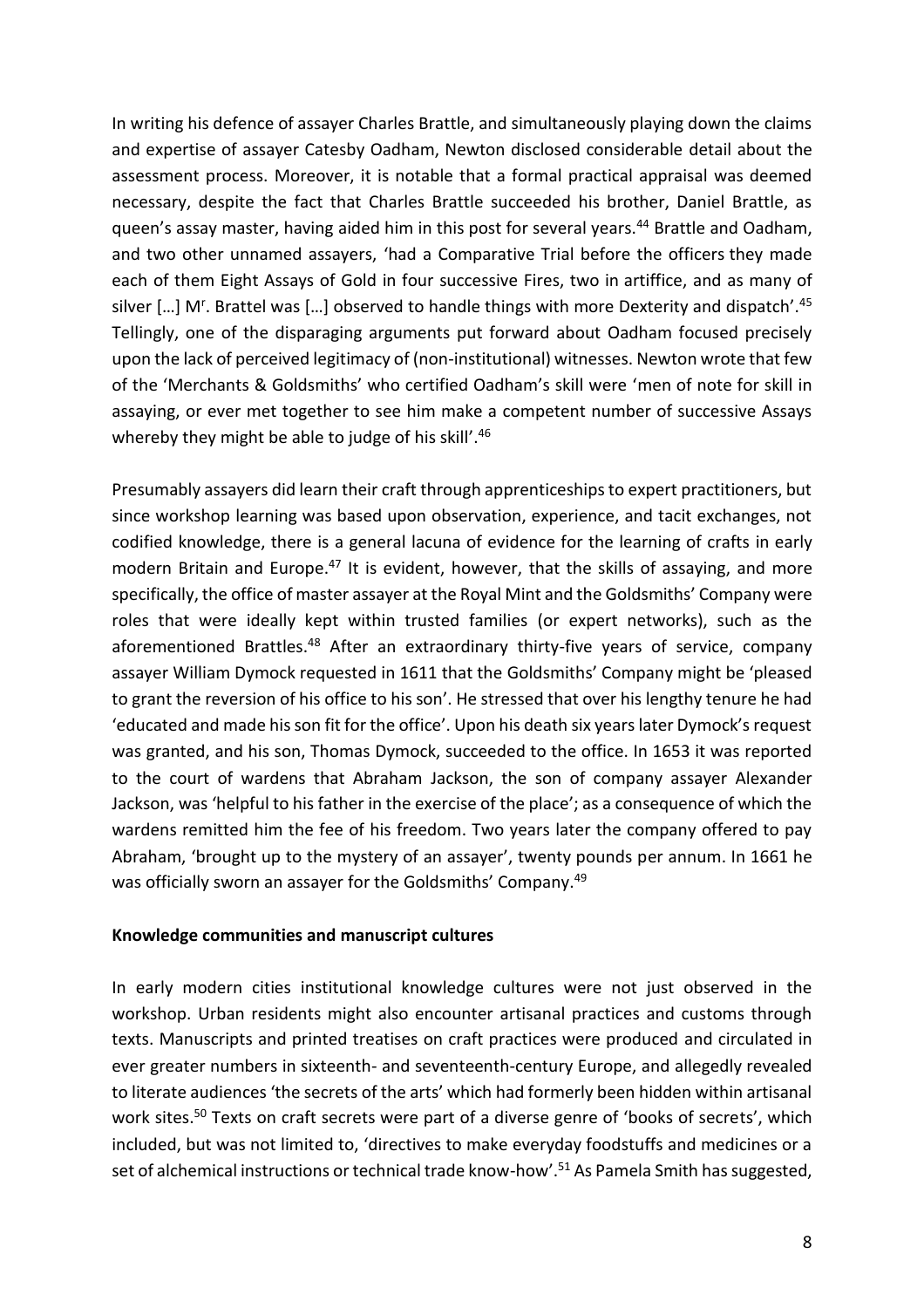In writing his defence of assayer Charles Brattle, and simultaneously playing down the claims and expertise of assayer Catesby Oadham, Newton disclosed considerable detail about the assessment process. Moreover, it is notable that a formal practical appraisal was deemed necessary, despite the fact that Charles Brattle succeeded his brother, Daniel Brattle, as queen's assay master, having aided him in this post for several years.[44] Brattle and Oadham, and two other unnamed assayers, 'had a Comparative Trial before the officers they made each of them Eight Assays of Gold in four successive Fires, two in artiffice, and as many of silver […] M$^{r}$. Brattel was […] observed to handle things with more Dexterity and dispatch'.[45] Tellingly, one of the disparaging arguments put forward about Oadham focused precisely upon the lack of perceived legitimacy of (non-institutional) witnesses. Newton wrote that few of the 'Merchants & Goldsmiths' who certified Oadham's skill were 'men of note for skill in assaying, or ever met together to see him make a competent number of successive Assays whereby they might be able to judge of his skill'.[46]

Presumably assayers did learn their craft through apprenticeships to expert practitioners, but since workshop learning was based upon observation, experience, and tacit exchanges, not codified knowledge, there is a general lacuna of evidence for the learning of crafts in early modern Britain and Europe.[47] It is evident, however, that the skills of assaying, and more specifically, the office of master assayer at the Royal Mint and the Goldsmiths' Company were roles that were ideally kept within trusted families (or expert networks), such as the aforementioned Brattles.[48] After an extraordinary thirty-five years of service, company assayer William Dymock requested in 1611 that the Goldsmiths' Company might be 'pleased to grant the reversion of his office to his son'. He stressed that over his lengthy tenure he had 'educated and made his son fit for the office'. Upon his death six years later Dymock's request was granted, and his son, Thomas Dymock, succeeded to the office. In 1653 it was reported to the court of wardens that Abraham Jackson, the son of company assayer Alexander Jackson, was 'helpful to his father in the exercise of the place'; as a consequence of which the wardens remitted him the fee of his freedom. Two years later the company offered to pay Abraham, 'brought up to the mystery of an assayer', twenty pounds per annum. In 1661 he was officially sworn an assayer for the Goldsmiths' Company.[49]

## Knowledge communities and manuscript cultures

In early modern cities institutional knowledge cultures were not just observed in the workshop. Urban residents might also encounter artisanal practices and customs through texts. Manuscripts and printed treatises on craft practices were produced and circulated in ever greater numbers in sixteenth- and seventeenth-century Europe, and allegedly revealed to literate audiences 'the secrets of the arts' which had formerly been hidden within artisanal work sites.[50] Texts on craft secrets were part of a diverse genre of 'books of secrets', which included, but was not limited to, 'directives to make everyday foodstuffs and medicines or a set of alchemical instructions or technical trade know-how'.[51] As Pamela Smith has suggested,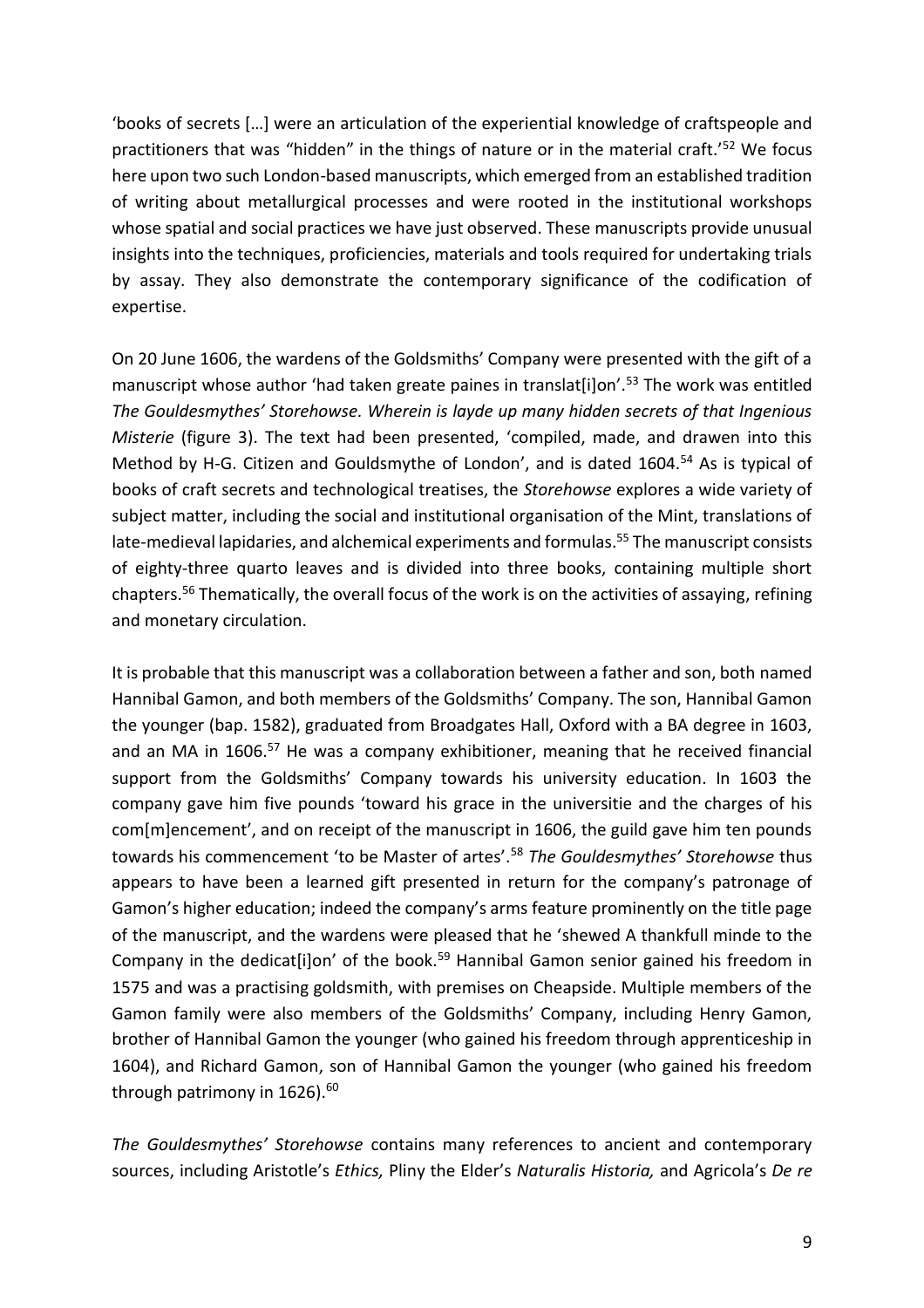'books of secrets […] were an articulation of the experiential knowledge of craftspeople and practitioners that was "hidden" in the things of nature or in the material craft.'[52] We focus here upon two such London-based manuscripts, which emerged from an established tradition of writing about metallurgical processes and were rooted in the institutional workshops whose spatial and social practices we have just observed. These manuscripts provide unusual insights into the techniques, proficiencies, materials and tools required for undertaking trials by assay. They also demonstrate the contemporary significance of the codification of expertise.

On 20 June 1606, the wardens of the Goldsmiths' Company were presented with the gift of a manuscript whose author 'had taken greate paines in translat[i]on'.[53] The work was entitled *The Gouldesmythes' Storehowse. Wherein is layde up many hidden secrets of that Ingenious Misterie* (figure 3). The text had been presented, 'compiled, made, and drawen into this Method by H-G. Citizen and Gouldsmythe of London', and is dated 1604.[54] As is typical of books of craft secrets and technological treatises, the *Storehowse* explores a wide variety of subject matter, including the social and institutional organisation of the Mint, translations of late-medieval lapidaries, and alchemical experiments and formulas.[55] The manuscript consists of eighty-three quarto leaves and is divided into three books, containing multiple short chapters.[56] Thematically, the overall focus of the work is on the activities of assaying, refining and monetary circulation.

It is probable that this manuscript was a collaboration between a father and son, both named Hannibal Gamon, and both members of the Goldsmiths' Company. The son, Hannibal Gamon the younger (bap. 1582), graduated from Broadgates Hall, Oxford with a BA degree in 1603, and an MA in 1606.[57] He was a company exhibitioner, meaning that he received financial support from the Goldsmiths' Company towards his university education. In 1603 the company gave him five pounds 'toward his grace in the universitie and the charges of his com[m]encement', and on receipt of the manuscript in 1606, the guild gave him ten pounds towards his commencement 'to be Master of artes'.[58] *The Gouldesmythes' Storehowse* thus appears to have been a learned gift presented in return for the company's patronage of Gamon's higher education; indeed the company's arms feature prominently on the title page of the manuscript, and the wardens were pleased that he 'shewed A thankfull minde to the Company in the dedicat[i]on' of the book.[59] Hannibal Gamon senior gained his freedom in 1575 and was a practising goldsmith, with premises on Cheapside. Multiple members of the Gamon family were also members of the Goldsmiths' Company, including Henry Gamon, brother of Hannibal Gamon the younger (who gained his freedom through apprenticeship in 1604), and Richard Gamon, son of Hannibal Gamon the younger (who gained his freedom through patrimony in 1626).[60]

*The Gouldesmythes' Storehowse* contains many references to ancient and contemporary sources, including Aristotle's *Ethics,* Pliny the Elder's *Naturalis Historia,* and Agricola's *De re*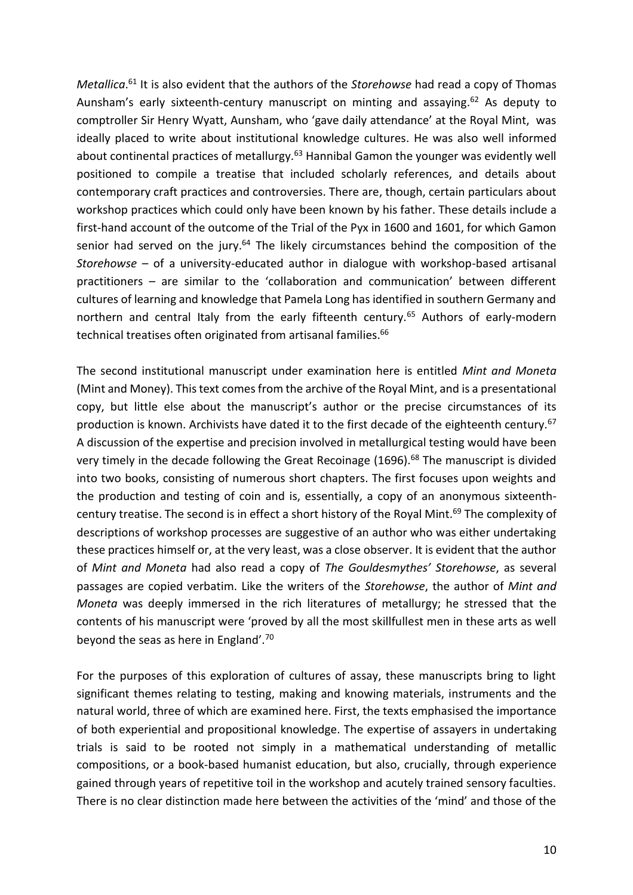*Metallica*.[61] It is also evident that the authors of the *Storehowse* had read a copy of Thomas Aunsham's early sixteenth-century manuscript on minting and assaying.[62] As deputy to comptroller Sir Henry Wyatt, Aunsham, who 'gave daily attendance' at the Royal Mint, was ideally placed to write about institutional knowledge cultures. He was also well informed about continental practices of metallurgy.[63] Hannibal Gamon the younger was evidently well positioned to compile a treatise that included scholarly references, and details about contemporary craft practices and controversies. There are, though, certain particulars about workshop practices which could only have been known by his father. These details include a first-hand account of the outcome of the Trial of the Pyx in 1600 and 1601, for which Gamon senior had served on the jury.[64] The likely circumstances behind the composition of the *Storehowse* – of a university-educated author in dialogue with workshop-based artisanal practitioners – are similar to the 'collaboration and communication' between different cultures of learning and knowledge that Pamela Long has identified in southern Germany and northern and central Italy from the early fifteenth century.[65] Authors of early-modern technical treatises often originated from artisanal families.[66]

The second institutional manuscript under examination here is entitled *Mint and Moneta* (Mint and Money). This text comes from the archive of the Royal Mint, and is a presentational copy, but little else about the manuscript's author or the precise circumstances of its production is known. Archivists have dated it to the first decade of the eighteenth century.[67] A discussion of the expertise and precision involved in metallurgical testing would have been very timely in the decade following the Great Recoinage (1696).[68] The manuscript is divided into two books, consisting of numerous short chapters. The first focuses upon weights and the production and testing of coin and is, essentially, a copy of an anonymous sixteenth-century treatise. The second is in effect a short history of the Royal Mint.[69] The complexity of descriptions of workshop processes are suggestive of an author who was either undertaking these practices himself or, at the very least, was a close observer. It is evident that the author of *Mint and Moneta* had also read a copy of *The Gouldesmythes' Storehowse*, as several passages are copied verbatim. Like the writers of the *Storehowse*, the author of *Mint and Moneta* was deeply immersed in the rich literatures of metallurgy; he stressed that the contents of his manuscript were 'proved by all the most skillfullest men in these arts as well beyond the seas as here in England'.[70]

For the purposes of this exploration of cultures of assay, these manuscripts bring to light significant themes relating to testing, making and knowing materials, instruments and the natural world, three of which are examined here. First, the texts emphasised the importance of both experiential and propositional knowledge. The expertise of assayers in undertaking trials is said to be rooted not simply in a mathematical understanding of metallic compositions, or a book-based humanist education, but also, crucially, through experience gained through years of repetitive toil in the workshop and acutely trained sensory faculties. There is no clear distinction made here between the activities of the 'mind' and those of the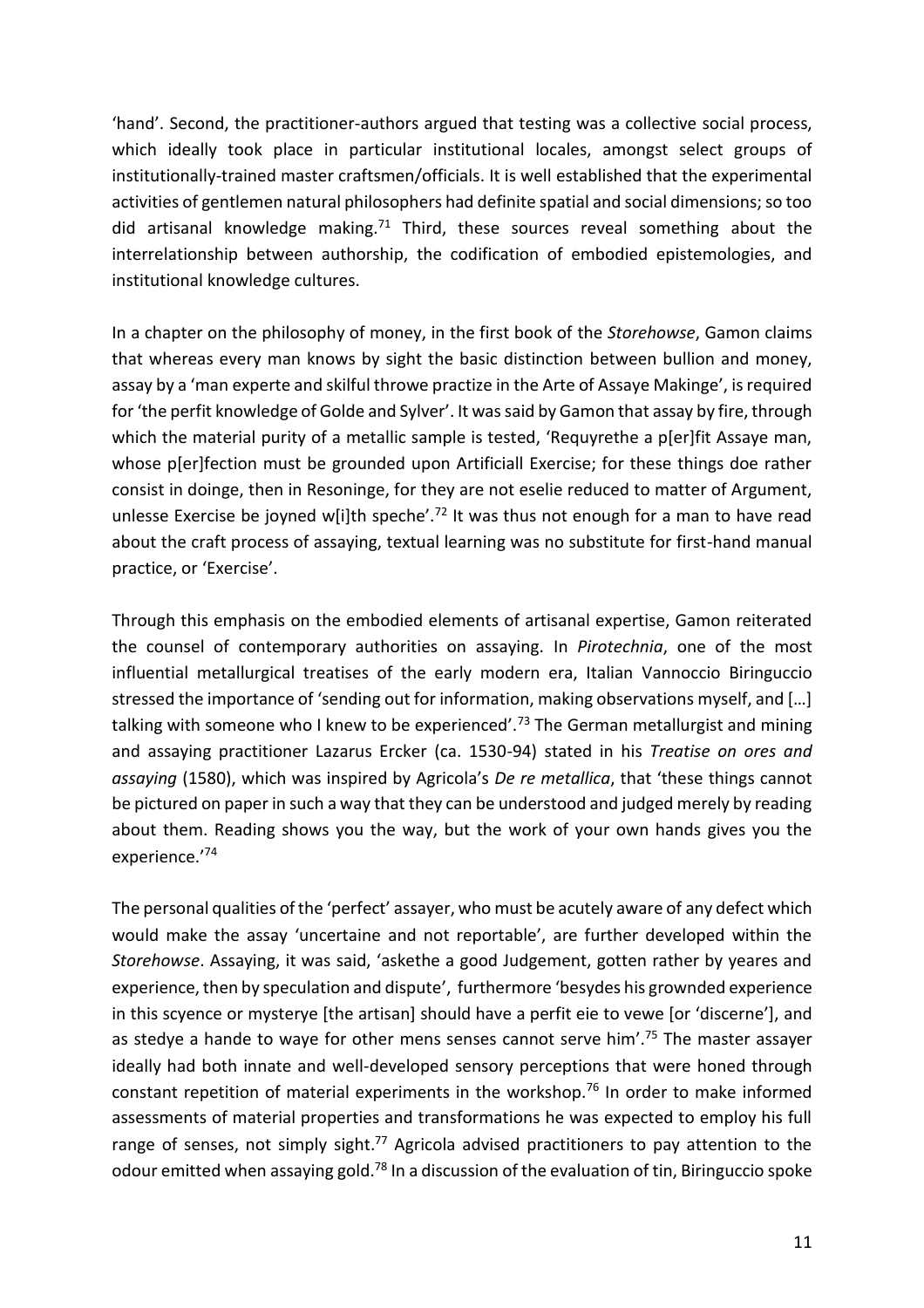'hand'. Second, the practitioner-authors argued that testing was a collective social process, which ideally took place in particular institutional locales, amongst select groups of institutionally-trained master craftsmen/officials. It is well established that the experimental activities of gentlemen natural philosophers had definite spatial and social dimensions; so too did artisanal knowledge making.[71] Third, these sources reveal something about the interrelationship between authorship, the codification of embodied epistemologies, and institutional knowledge cultures.

In a chapter on the philosophy of money, in the first book of the *Storehowse*, Gamon claims that whereas every man knows by sight the basic distinction between bullion and money, assay by a 'man experte and skilful throwe practize in the Arte of Assaye Makinge', is required for 'the perfit knowledge of Golde and Sylver'. It was said by Gamon that assay by fire, through which the material purity of a metallic sample is tested, 'Requyrethe a p[er]fit Assaye man, whose p[er]fection must be grounded upon Artificiall Exercise; for these things doe rather consist in doinge, then in Resoninge, for they are not eselie reduced to matter of Argument, unlesse Exercise be joyned w[i]th speche'.[72] It was thus not enough for a man to have read about the craft process of assaying, textual learning was no substitute for first-hand manual practice, or 'Exercise'.

Through this emphasis on the embodied elements of artisanal expertise, Gamon reiterated the counsel of contemporary authorities on assaying. In *Pirotechnia*, one of the most influential metallurgical treatises of the early modern era, Italian Vannoccio Biringuccio stressed the importance of 'sending out for information, making observations myself, and […] talking with someone who I knew to be experienced'.[73] The German metallurgist and mining and assaying practitioner Lazarus Ercker (ca. 1530-94) stated in his *Treatise on ores and assaying* (1580), which was inspired by Agricola's *De re metallica*, that 'these things cannot be pictured on paper in such a way that they can be understood and judged merely by reading about them. Reading shows you the way, but the work of your own hands gives you the experience.'[74]

The personal qualities of the 'perfect' assayer, who must be acutely aware of any defect which would make the assay 'uncertaine and not reportable', are further developed within the *Storehowse*. Assaying, it was said, 'askethe a good Judgement, gotten rather by yeares and experience, then by speculation and dispute', furthermore 'besydes his grownded experience in this scyence or mysterye [the artisan] should have a perfit eie to vewe [or 'discerne'], and as stedye a hande to waye for other mens senses cannot serve him'.[75] The master assayer ideally had both innate and well-developed sensory perceptions that were honed through constant repetition of material experiments in the workshop.[76] In order to make informed assessments of material properties and transformations he was expected to employ his full range of senses, not simply sight.[77] Agricola advised practitioners to pay attention to the odour emitted when assaying gold.[78] In a discussion of the evaluation of tin, Biringuccio spoke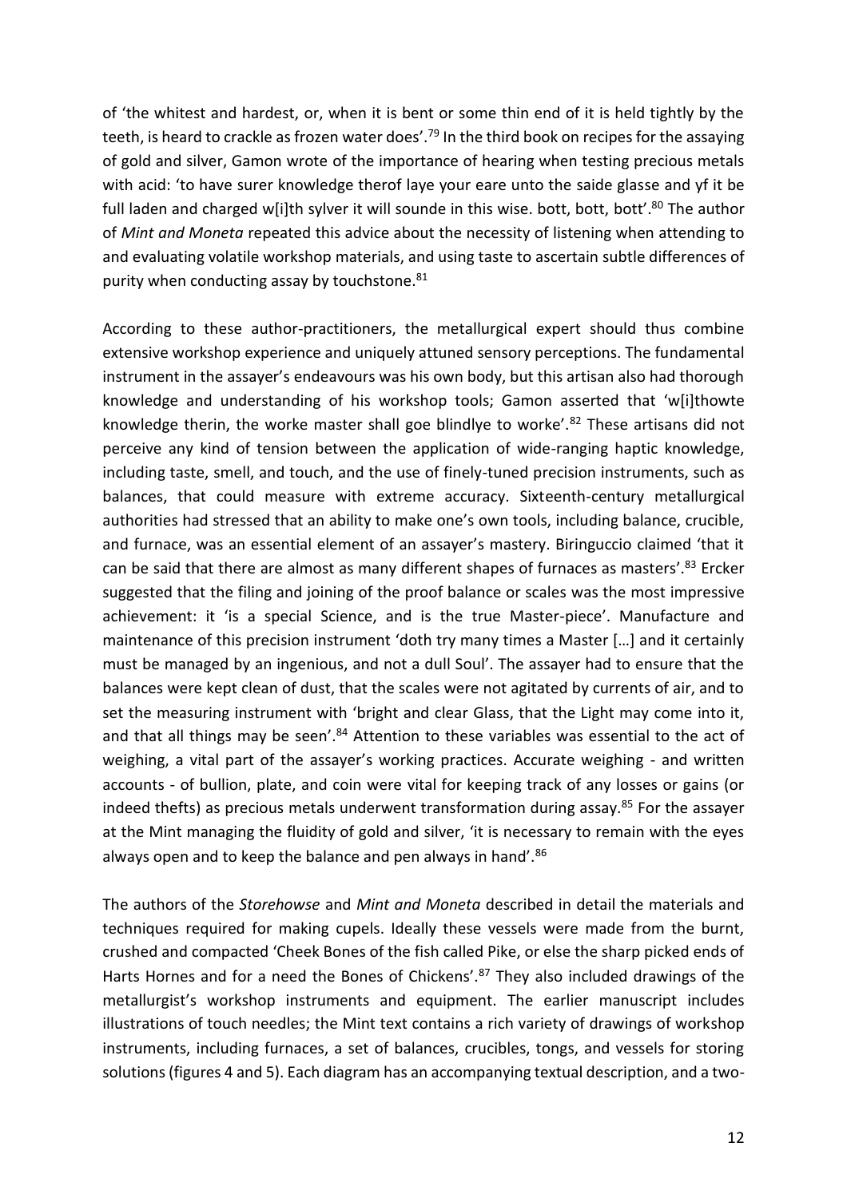of 'the whitest and hardest, or, when it is bent or some thin end of it is held tightly by the teeth, is heard to crackle as frozen water does'.[79] In the third book on recipes for the assaying of gold and silver, Gamon wrote of the importance of hearing when testing precious metals with acid: 'to have surer knowledge therof laye your eare unto the saide glasse and yf it be full laden and charged w[i]th sylver it will sounde in this wise. bott, bott, bott'.[80] The author of *Mint and Moneta* repeated this advice about the necessity of listening when attending to and evaluating volatile workshop materials, and using taste to ascertain subtle differences of purity when conducting assay by touchstone.[81]

According to these author-practitioners, the metallurgical expert should thus combine extensive workshop experience and uniquely attuned sensory perceptions. The fundamental instrument in the assayer's endeavours was his own body, but this artisan also had thorough knowledge and understanding of his workshop tools; Gamon asserted that 'w[i]thowte knowledge therin, the worke master shall goe blindlye to worke'.[82] These artisans did not perceive any kind of tension between the application of wide-ranging haptic knowledge, including taste, smell, and touch, and the use of finely-tuned precision instruments, such as balances, that could measure with extreme accuracy. Sixteenth-century metallurgical authorities had stressed that an ability to make one's own tools, including balance, crucible, and furnace, was an essential element of an assayer's mastery. Biringuccio claimed 'that it can be said that there are almost as many different shapes of furnaces as masters'.[83] Ercker suggested that the filing and joining of the proof balance or scales was the most impressive achievement: it 'is a special Science, and is the true Master-piece'. Manufacture and maintenance of this precision instrument 'doth try many times a Master […] and it certainly must be managed by an ingenious, and not a dull Soul'. The assayer had to ensure that the balances were kept clean of dust, that the scales were not agitated by currents of air, and to set the measuring instrument with 'bright and clear Glass, that the Light may come into it, and that all things may be seen'.[84] Attention to these variables was essential to the act of weighing, a vital part of the assayer's working practices. Accurate weighing - and written accounts - of bullion, plate, and coin were vital for keeping track of any losses or gains (or indeed thefts) as precious metals underwent transformation during assay.[85] For the assayer at the Mint managing the fluidity of gold and silver, 'it is necessary to remain with the eyes always open and to keep the balance and pen always in hand'.[86]

The authors of the *Storehowse* and *Mint and Moneta* described in detail the materials and techniques required for making cupels. Ideally these vessels were made from the burnt, crushed and compacted 'Cheek Bones of the fish called Pike, or else the sharp picked ends of Harts Hornes and for a need the Bones of Chickens'.[87] They also included drawings of the metallurgist's workshop instruments and equipment. The earlier manuscript includes illustrations of touch needles; the Mint text contains a rich variety of drawings of workshop instruments, including furnaces, a set of balances, crucibles, tongs, and vessels for storing solutions (figures 4 and 5). Each diagram has an accompanying textual description, and a two-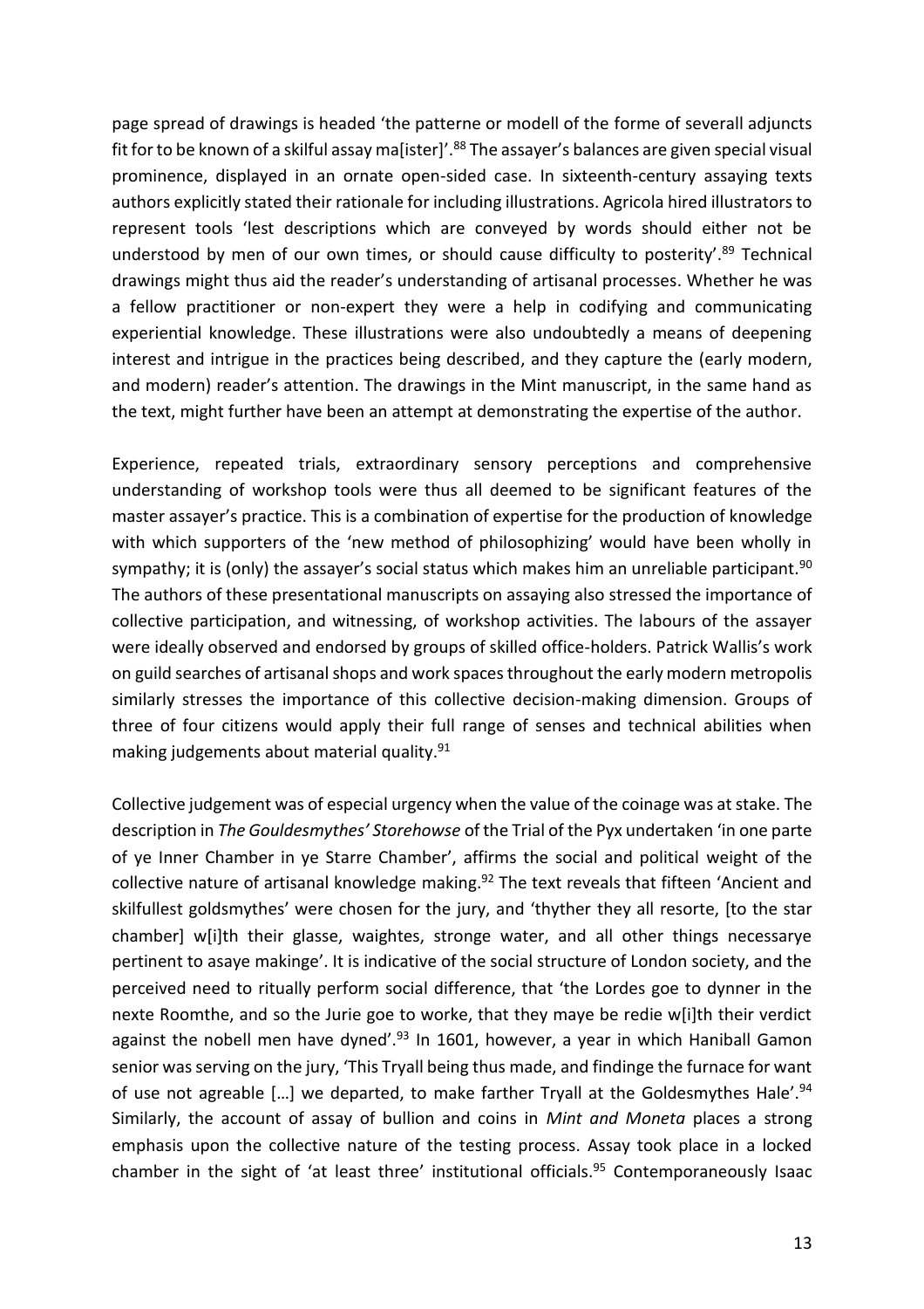page spread of drawings is headed 'the patterne or modell of the forme of severall adjuncts fit for to be known of a skilful assay ma[ister]'.[88] The assayer's balances are given special visual prominence, displayed in an ornate open-sided case. In sixteenth-century assaying texts authors explicitly stated their rationale for including illustrations. Agricola hired illustrators to represent tools 'lest descriptions which are conveyed by words should either not be understood by men of our own times, or should cause difficulty to posterity'.[89] Technical drawings might thus aid the reader's understanding of artisanal processes. Whether he was a fellow practitioner or non-expert they were a help in codifying and communicating experiential knowledge. These illustrations were also undoubtedly a means of deepening interest and intrigue in the practices being described, and they capture the (early modern, and modern) reader's attention. The drawings in the Mint manuscript, in the same hand as the text, might further have been an attempt at demonstrating the expertise of the author.

Experience, repeated trials, extraordinary sensory perceptions and comprehensive understanding of workshop tools were thus all deemed to be significant features of the master assayer's practice. This is a combination of expertise for the production of knowledge with which supporters of the 'new method of philosophizing' would have been wholly in sympathy; it is (only) the assayer's social status which makes him an unreliable participant.[90] The authors of these presentational manuscripts on assaying also stressed the importance of collective participation, and witnessing, of workshop activities. The labours of the assayer were ideally observed and endorsed by groups of skilled office-holders. Patrick Wallis's work on guild searches of artisanal shops and work spaces throughout the early modern metropolis similarly stresses the importance of this collective decision-making dimension. Groups of three of four citizens would apply their full range of senses and technical abilities when making judgements about material quality.[91]

Collective judgement was of especial urgency when the value of the coinage was at stake. The description in *The Gouldesmythes' Storehowse* of the Trial of the Pyx undertaken 'in one parte of ye Inner Chamber in ye Starre Chamber', affirms the social and political weight of the collective nature of artisanal knowledge making.[92] The text reveals that fifteen 'Ancient and skilfullest goldsmythes' were chosen for the jury, and 'thyther they all resorte, [to the star chamber] w[i]th their glasse, waightes, stronge water, and all other things necessarye pertinent to asaye makinge'. It is indicative of the social structure of London society, and the perceived need to ritually perform social difference, that 'the Lordes goe to dynner in the nexte Roomthe, and so the Jurie goe to worke, that they maye be redie w[i]th their verdict against the nobell men have dyned'.[93] In 1601, however, a year in which Haniball Gamon senior was serving on the jury, 'This Tryall being thus made, and findinge the furnace for want of use not agreable […] we departed, to make farther Tryall at the Goldesmythes Hale'.[94] Similarly, the account of assay of bullion and coins in *Mint and Moneta* places a strong emphasis upon the collective nature of the testing process. Assay took place in a locked chamber in the sight of 'at least three' institutional officials.[95] Contemporaneously Isaac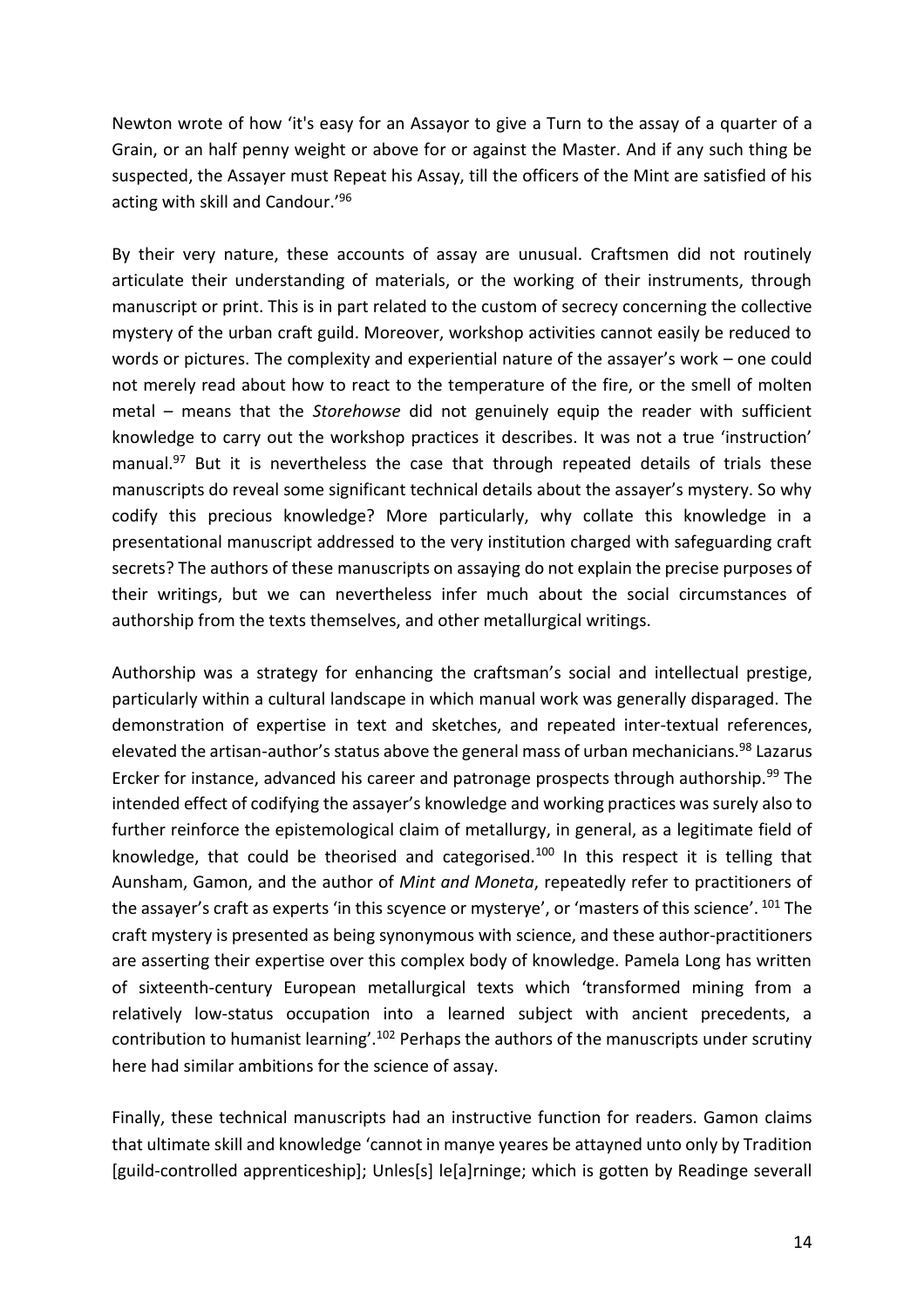Newton wrote of how 'it's easy for an Assayor to give a Turn to the assay of a quarter of a Grain, or an half penny weight or above for or against the Master. And if any such thing be suspected, the Assayer must Repeat his Assay, till the officers of the Mint are satisfied of his acting with skill and Candour.'[96]

By their very nature, these accounts of assay are unusual. Craftsmen did not routinely articulate their understanding of materials, or the working of their instruments, through manuscript or print. This is in part related to the custom of secrecy concerning the collective mystery of the urban craft guild. Moreover, workshop activities cannot easily be reduced to words or pictures. The complexity and experiential nature of the assayer's work – one could not merely read about how to react to the temperature of the fire, or the smell of molten metal – means that the *Storehowse* did not genuinely equip the reader with sufficient knowledge to carry out the workshop practices it describes. It was not a true 'instruction' manual.[97] But it is nevertheless the case that through repeated details of trials these manuscripts do reveal some significant technical details about the assayer's mystery. So why codify this precious knowledge? More particularly, why collate this knowledge in a presentational manuscript addressed to the very institution charged with safeguarding craft secrets? The authors of these manuscripts on assaying do not explain the precise purposes of their writings, but we can nevertheless infer much about the social circumstances of authorship from the texts themselves, and other metallurgical writings.

Authorship was a strategy for enhancing the craftsman's social and intellectual prestige, particularly within a cultural landscape in which manual work was generally disparaged. The demonstration of expertise in text and sketches, and repeated inter-textual references, elevated the artisan-author's status above the general mass of urban mechanicians.[98] Lazarus Ercker for instance, advanced his career and patronage prospects through authorship.[99] The intended effect of codifying the assayer's knowledge and working practices was surely also to further reinforce the epistemological claim of metallurgy, in general, as a legitimate field of knowledge, that could be theorised and categorised.[100] In this respect it is telling that Aunsham, Gamon, and the author of *Mint and Moneta*, repeatedly refer to practitioners of the assayer's craft as experts 'in this scyence or mysterye', or 'masters of this science'.[101] The craft mystery is presented as being synonymous with science, and these author-practitioners are asserting their expertise over this complex body of knowledge. Pamela Long has written of sixteenth-century European metallurgical texts which 'transformed mining from a relatively low-status occupation into a learned subject with ancient precedents, a contribution to humanist learning'.[102] Perhaps the authors of the manuscripts under scrutiny here had similar ambitions for the science of assay.

Finally, these technical manuscripts had an instructive function for readers. Gamon claims that ultimate skill and knowledge 'cannot in manye yeares be attayned unto only by Tradition [guild-controlled apprenticeship]; Unles[s] le[a]rninge; which is gotten by Readinge severall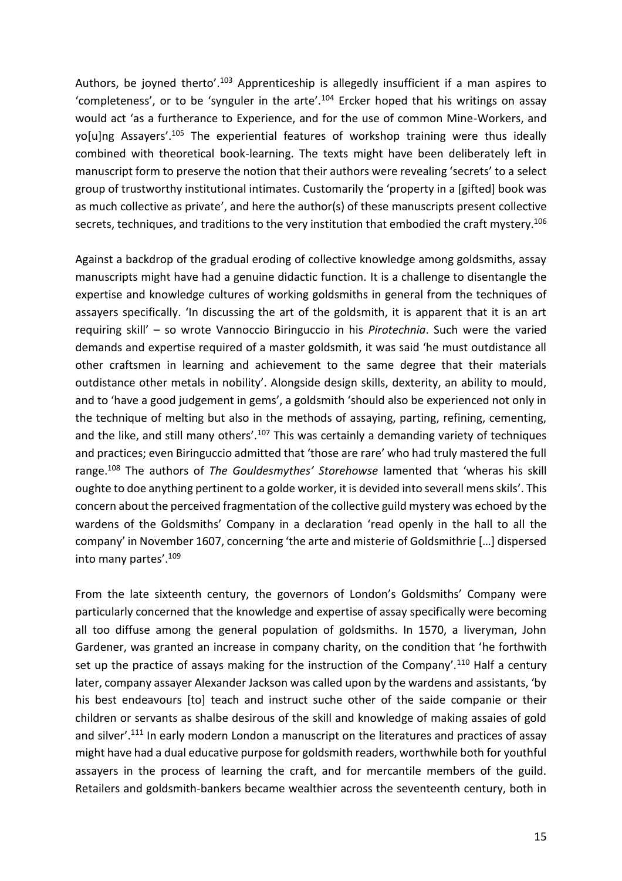Authors, be joyned therto'.[103] Apprenticeship is allegedly insufficient if a man aspires to 'completeness', or to be 'synguler in the arte'.[104] Ercker hoped that his writings on assay would act 'as a furtherance to Experience, and for the use of common Mine-Workers, and yo[u]ng Assayers'.[105] The experiential features of workshop training were thus ideally combined with theoretical book-learning. The texts might have been deliberately left in manuscript form to preserve the notion that their authors were revealing 'secrets' to a select group of trustworthy institutional intimates. Customarily the 'property in a [gifted] book was as much collective as private', and here the author(s) of these manuscripts present collective secrets, techniques, and traditions to the very institution that embodied the craft mystery.[106]

Against a backdrop of the gradual eroding of collective knowledge among goldsmiths, assay manuscripts might have had a genuine didactic function. It is a challenge to disentangle the expertise and knowledge cultures of working goldsmiths in general from the techniques of assayers specifically. 'In discussing the art of the goldsmith, it is apparent that it is an art requiring skill' – so wrote Vannoccio Biringuccio in his *Pirotechnia*. Such were the varied demands and expertise required of a master goldsmith, it was said 'he must outdistance all other craftsmen in learning and achievement to the same degree that their materials outdistance other metals in nobility'. Alongside design skills, dexterity, an ability to mould, and to 'have a good judgement in gems', a goldsmith 'should also be experienced not only in the technique of melting but also in the methods of assaying, parting, refining, cementing, and the like, and still many others'.[107] This was certainly a demanding variety of techniques and practices; even Biringuccio admitted that 'those are rare' who had truly mastered the full range.[108] The authors of *The Gouldesmythes' Storehowse* lamented that 'wheras his skill oughte to doe anything pertinent to a golde worker, it is devided into severall mens skils'. This concern about the perceived fragmentation of the collective guild mystery was echoed by the wardens of the Goldsmiths' Company in a declaration 'read openly in the hall to all the company' in November 1607, concerning 'the arte and misterie of Goldsmithrie […] dispersed into many partes'.[109]

From the late sixteenth century, the governors of London's Goldsmiths' Company were particularly concerned that the knowledge and expertise of assay specifically were becoming all too diffuse among the general population of goldsmiths. In 1570, a liveryman, John Gardener, was granted an increase in company charity, on the condition that 'he forthwith set up the practice of assays making for the instruction of the Company'.[110] Half a century later, company assayer Alexander Jackson was called upon by the wardens and assistants, 'by his best endeavours [to] teach and instruct suche other of the saide companie or their children or servants as shalbe desirous of the skill and knowledge of making assaies of gold and silver'.[111] In early modern London a manuscript on the literatures and practices of assay might have had a dual educative purpose for goldsmith readers, worthwhile both for youthful assayers in the process of learning the craft, and for mercantile members of the guild. Retailers and goldsmith-bankers became wealthier across the seventeenth century, both in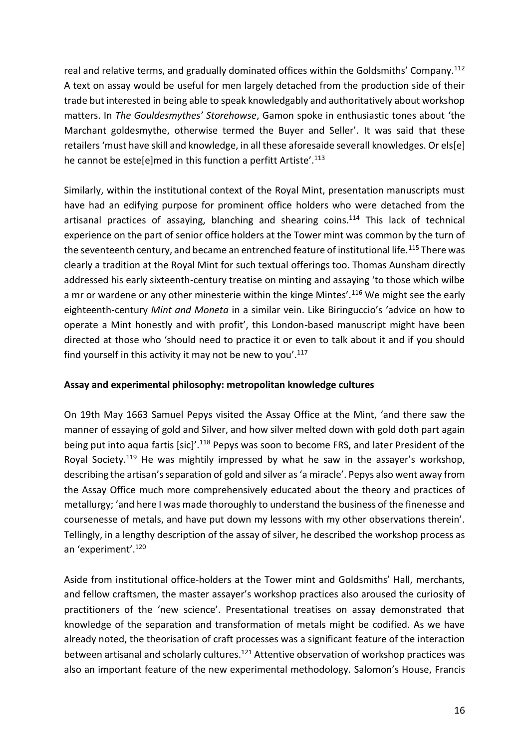real and relative terms, and gradually dominated offices within the Goldsmiths' Company.[112] A text on assay would be useful for men largely detached from the production side of their trade but interested in being able to speak knowledgably and authoritatively about workshop matters. In *The Gouldesmythes' Storehowse*, Gamon spoke in enthusiastic tones about 'the Marchant goldesmythe, otherwise termed the Buyer and Seller'. It was said that these retailers 'must have skill and knowledge, in all these aforesaide severall knowledges. Or els[e] he cannot be este[e]med in this function a perfitt Artiste'.[113]

Similarly, within the institutional context of the Royal Mint, presentation manuscripts must have had an edifying purpose for prominent office holders who were detached from the artisanal practices of assaying, blanching and shearing coins.[114] This lack of technical experience on the part of senior office holders at the Tower mint was common by the turn of the seventeenth century, and became an entrenched feature of institutional life.[115] There was clearly a tradition at the Royal Mint for such textual offerings too. Thomas Aunsham directly addressed his early sixteenth-century treatise on minting and assaying 'to those which wilbe a mr or wardene or any other ministerie within the kinge Mintes'.[116] We might see the early eighteenth-century *Mint and Moneta* in a similar vein. Like Biringuccio's 'advice on how to operate a Mint honestly and with profit', this London-based manuscript might have been directed at those who 'should need to practice it or even to talk about it and if you should find yourself in this activity it may not be new to you'.[117]

**Assay and experimental philosophy: metropolitan knowledge cultures**

On 19th May 1663 Samuel Pepys visited the Assay Office at the Mint, 'and there saw the manner of essaying of gold and Silver, and how silver melted down with gold doth part again being put into aqua fartis [sic]'.[118] Pepys was soon to become FRS, and later President of the Royal Society.[119] He was mightily impressed by what he saw in the assayer's workshop, describing the artisan's separation of gold and silver as 'a miracle'. Pepys also went away from the Assay Office much more comprehensively educated about the theory and practices of metallurgy; 'and here I was made thoroughly to understand the business of the finenesse and coursenesse of metals, and have put down my lessons with my other observations therein'. Tellingly, in a lengthy description of the assay of silver, he described the workshop process as an 'experiment'.[120]

Aside from institutional office-holders at the Tower mint and Goldsmiths' Hall, merchants, and fellow craftsmen, the master assayer's workshop practices also aroused the curiosity of practitioners of the 'new science'. Presentational treatises on assay demonstrated that knowledge of the separation and transformation of metals might be codified. As we have already noted, the theorisation of craft processes was a significant feature of the interaction between artisanal and scholarly cultures.[121] Attentive observation of workshop practices was also an important feature of the new experimental methodology. Salomon's House, Francis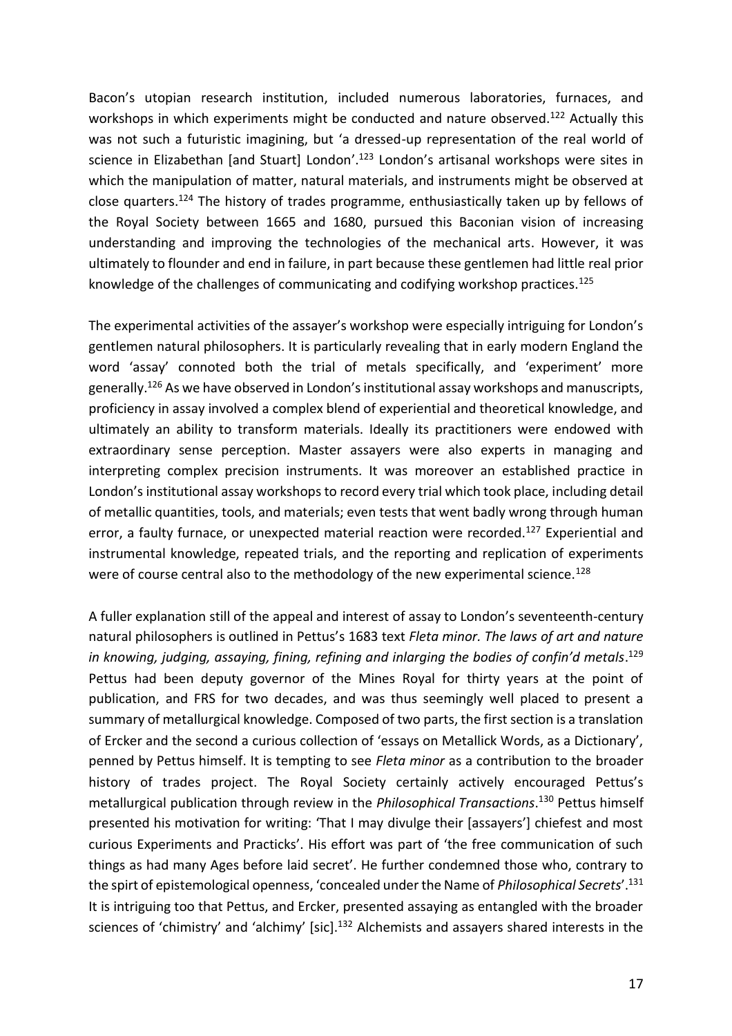Bacon's utopian research institution, included numerous laboratories, furnaces, and workshops in which experiments might be conducted and nature observed.[122] Actually this was not such a futuristic imagining, but 'a dressed-up representation of the real world of science in Elizabethan [and Stuart] London'.[123] London's artisanal workshops were sites in which the manipulation of matter, natural materials, and instruments might be observed at close quarters.[124] The history of trades programme, enthusiastically taken up by fellows of the Royal Society between 1665 and 1680, pursued this Baconian vision of increasing understanding and improving the technologies of the mechanical arts. However, it was ultimately to flounder and end in failure, in part because these gentlemen had little real prior knowledge of the challenges of communicating and codifying workshop practices.[125]

The experimental activities of the assayer's workshop were especially intriguing for London's gentlemen natural philosophers. It is particularly revealing that in early modern England the word 'assay' connoted both the trial of metals specifically, and 'experiment' more generally.[126] As we have observed in London's institutional assay workshops and manuscripts, proficiency in assay involved a complex blend of experiential and theoretical knowledge, and ultimately an ability to transform materials. Ideally its practitioners were endowed with extraordinary sense perception. Master assayers were also experts in managing and interpreting complex precision instruments. It was moreover an established practice in London's institutional assay workshops to record every trial which took place, including detail of metallic quantities, tools, and materials; even tests that went badly wrong through human error, a faulty furnace, or unexpected material reaction were recorded.[127] Experiential and instrumental knowledge, repeated trials, and the reporting and replication of experiments were of course central also to the methodology of the new experimental science.[128]

A fuller explanation still of the appeal and interest of assay to London's seventeenth-century natural philosophers is outlined in Pettus's 1683 text *Fleta minor. The laws of art and nature in knowing, judging, assaying, fining, refining and inlarging the bodies of confin'd metals*.[129] Pettus had been deputy governor of the Mines Royal for thirty years at the point of publication, and FRS for two decades, and was thus seemingly well placed to present a summary of metallurgical knowledge. Composed of two parts, the first section is a translation of Ercker and the second a curious collection of 'essays on Metallick Words, as a Dictionary', penned by Pettus himself. It is tempting to see *Fleta minor* as a contribution to the broader history of trades project. The Royal Society certainly actively encouraged Pettus's metallurgical publication through review in the *Philosophical Transactions*.[130] Pettus himself presented his motivation for writing: 'That I may divulge their [assayers'] chiefest and most curious Experiments and Practicks'. His effort was part of 'the free communication of such things as had many Ages before laid secret'. He further condemned those who, contrary to the spirt of epistemological openness, 'concealed under the Name of *Philosophical Secrets*'.[131] It is intriguing too that Pettus, and Ercker, presented assaying as entangled with the broader sciences of 'chimistry' and 'alchimy' [sic].[132] Alchemists and assayers shared interests in the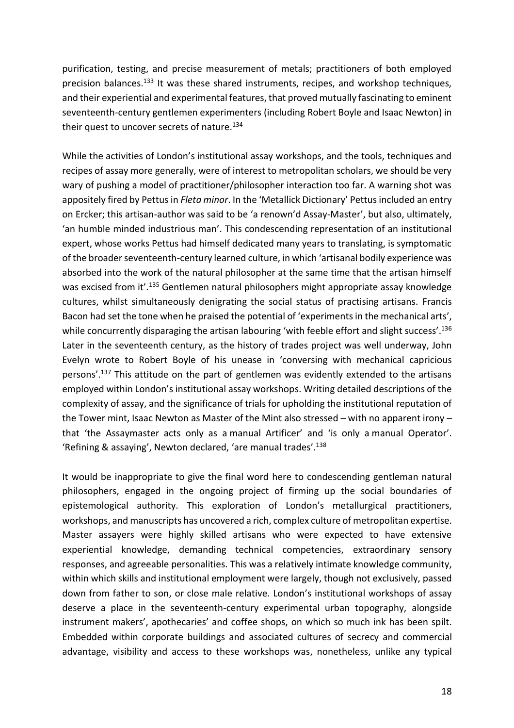purification, testing, and precise measurement of metals; practitioners of both employed precision balances.[133] It was these shared instruments, recipes, and workshop techniques, and their experiential and experimental features, that proved mutually fascinating to eminent seventeenth-century gentlemen experimenters (including Robert Boyle and Isaac Newton) in their quest to uncover secrets of nature.[134]

While the activities of London's institutional assay workshops, and the tools, techniques and recipes of assay more generally, were of interest to metropolitan scholars, we should be very wary of pushing a model of practitioner/philosopher interaction too far. A warning shot was appositely fired by Pettus in *Fleta minor*. In the 'Metallick Dictionary' Pettus included an entry on Ercker; this artisan-author was said to be 'a renown'd Assay-Master', but also, ultimately, 'an humble minded industrious man'. This condescending representation of an institutional expert, whose works Pettus had himself dedicated many years to translating, is symptomatic of the broader seventeenth-century learned culture, in which 'artisanal bodily experience was absorbed into the work of the natural philosopher at the same time that the artisan himself was excised from it'.[135] Gentlemen natural philosophers might appropriate assay knowledge cultures, whilst simultaneously denigrating the social status of practising artisans. Francis Bacon had set the tone when he praised the potential of 'experiments in the mechanical arts', while concurrently disparaging the artisan labouring 'with feeble effort and slight success'.[136] Later in the seventeenth century, as the history of trades project was well underway, John Evelyn wrote to Robert Boyle of his unease in 'conversing with mechanical capricious persons'.[137] This attitude on the part of gentlemen was evidently extended to the artisans employed within London's institutional assay workshops. Writing detailed descriptions of the complexity of assay, and the significance of trials for upholding the institutional reputation of the Tower mint, Isaac Newton as Master of the Mint also stressed – with no apparent irony – that 'the Assaymaster acts only as a manual Artificer' and 'is only a manual Operator'. 'Refining & assaying', Newton declared, 'are manual trades'.[138]

It would be inappropriate to give the final word here to condescending gentleman natural philosophers, engaged in the ongoing project of firming up the social boundaries of epistemological authority. This exploration of London's metallurgical practitioners, workshops, and manuscripts has uncovered a rich, complex culture of metropolitan expertise. Master assayers were highly skilled artisans who were expected to have extensive experiential knowledge, demanding technical competencies, extraordinary sensory responses, and agreeable personalities. This was a relatively intimate knowledge community, within which skills and institutional employment were largely, though not exclusively, passed down from father to son, or close male relative. London's institutional workshops of assay deserve a place in the seventeenth-century experimental urban topography, alongside instrument makers', apothecaries' and coffee shops, on which so much ink has been spilt. Embedded within corporate buildings and associated cultures of secrecy and commercial advantage, visibility and access to these workshops was, nonetheless, unlike any typical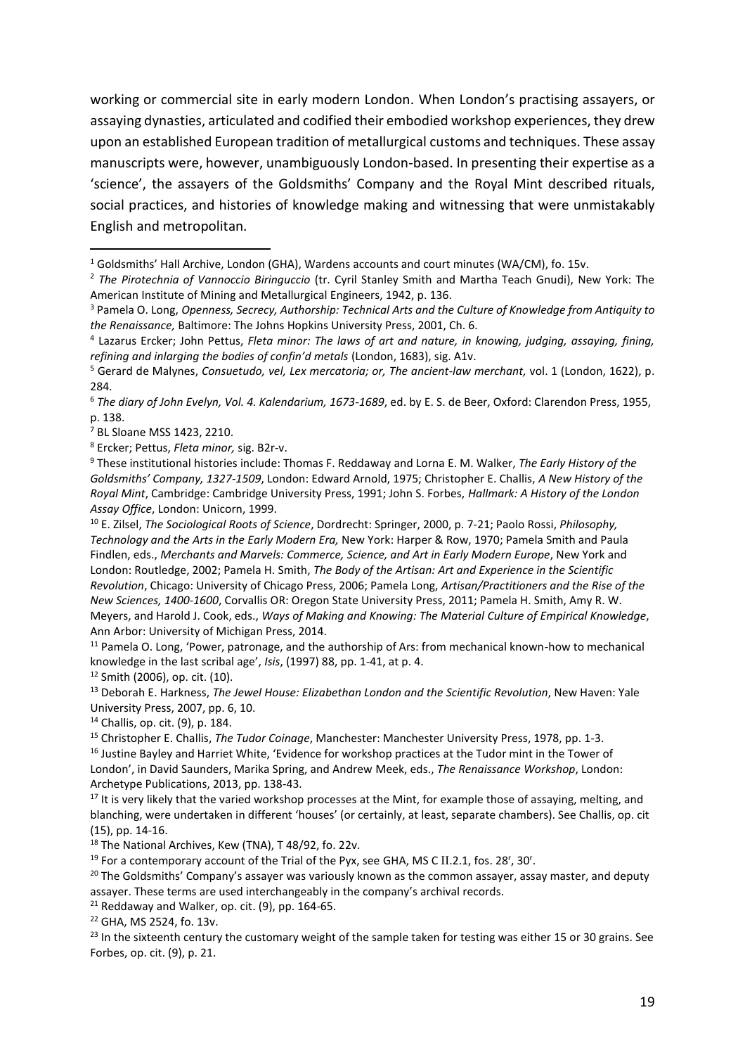working or commercial site in early modern London. When London's practising assayers, or assaying dynasties, articulated and codified their embodied workshop experiences, they drew upon an established European tradition of metallurgical customs and techniques. These assay manuscripts were, however, unambiguously London-based. In presenting their expertise as a 'science', the assayers of the Goldsmiths' Company and the Royal Mint described rituals, social practices, and histories of knowledge making and witnessing that were unmistakably English and metropolitan.

---

[1] Goldsmiths' Hall Archive, London (GHA), Wardens accounts and court minutes (WA/CM), fo. 15v.

[2] *The Pirotechnia of Vannoccio Biringuccio* (tr. Cyril Stanley Smith and Martha Teach Gnudi), New York: The American Institute of Mining and Metallurgical Engineers, 1942, p. 136.

[3] Pamela O. Long, *Openness, Secrecy, Authorship: Technical Arts and the Culture of Knowledge from Antiquity to the Renaissance,* Baltimore: The Johns Hopkins University Press, 2001, Ch. 6.

[4] Lazarus Ercker; John Pettus, *Fleta minor: The laws of art and nature, in knowing, judging, assaying, fining, refining and inlarging the bodies of confin'd metals* (London, 1683), sig. A1v.

[5] Gerard de Malynes, *Consuetudo, vel, Lex mercatoria; or, The ancient-law merchant,* vol. 1 (London, 1622), p. 284.

[6] *The diary of John Evelyn, Vol. 4. Kalendarium, 1673-1689*, ed. by E. S. de Beer, Oxford: Clarendon Press, 1955, p. 138.

[7] BL Sloane MSS 1423, 2210.

[8] Ercker; Pettus, *Fleta minor,* sig. B2r-v.

[9] These institutional histories include: Thomas F. Reddaway and Lorna E. M. Walker, *The Early History of the Goldsmiths' Company, 1327-1509*, London: Edward Arnold, 1975; Christopher E. Challis, *A New History of the Royal Mint*, Cambridge: Cambridge University Press, 1991; John S. Forbes, *Hallmark: A History of the London Assay Office*, London: Unicorn, 1999.

[10] E. Zilsel, *The Sociological Roots of Science*, Dordrecht: Springer, 2000, p. 7-21; Paolo Rossi, *Philosophy, Technology and the Arts in the Early Modern Era,* New York: Harper & Row, 1970; Pamela Smith and Paula Findlen, eds., *Merchants and Marvels: Commerce, Science, and Art in Early Modern Europe*, New York and London: Routledge, 2002; Pamela H. Smith, *The Body of the Artisan: Art and Experience in the Scientific Revolution*, Chicago: University of Chicago Press, 2006; Pamela Long, *Artisan/Practitioners and the Rise of the New Sciences, 1400-1600*, Corvallis OR: Oregon State University Press, 2011; Pamela H. Smith, Amy R. W. Meyers, and Harold J. Cook, eds., *Ways of Making and Knowing: The Material Culture of Empirical Knowledge*, Ann Arbor: University of Michigan Press, 2014.

[11] Pamela O. Long, 'Power, patronage, and the authorship of Ars: from mechanical known-how to mechanical knowledge in the last scribal age', *Isis*, (1997) 88, pp. 1-41, at p. 4.

[12] Smith (2006), op. cit. (10).

[13] Deborah E. Harkness, *The Jewel House: Elizabethan London and the Scientific Revolution*, New Haven: Yale University Press, 2007, pp. 6, 10.

[14] Challis, op. cit. (9), p. 184.

[15] Christopher E. Challis, *The Tudor Coinage*, Manchester: Manchester University Press, 1978, pp. 1-3.

[16] Justine Bayley and Harriet White, 'Evidence for workshop practices at the Tudor mint in the Tower of London', in David Saunders, Marika Spring, and Andrew Meek, eds., *The Renaissance Workshop*, London: Archetype Publications, 2013, pp. 138-43.

[17] It is very likely that the varied workshop processes at the Mint, for example those of assaying, melting, and blanching, were undertaken in different 'houses' (or certainly, at least, separate chambers). See Challis, op. cit (15), pp. 14-16.

[18] The National Archives, Kew (TNA), T 48/92, fo. 22v.

[19] For a contemporary account of the Trial of the Pyx, see GHA, MS C II.2.1, fos. 28r, 30r.

[20] The Goldsmiths' Company's assayer was variously known as the common assayer, assay master, and deputy assayer. These terms are used interchangeably in the company's archival records.

[21] Reddaway and Walker, op. cit. (9), pp. 164-65.

[22] GHA, MS 2524, fo. 13v.

[23] In the sixteenth century the customary weight of the sample taken for testing was either 15 or 30 grains. See Forbes, op. cit. (9), p. 21.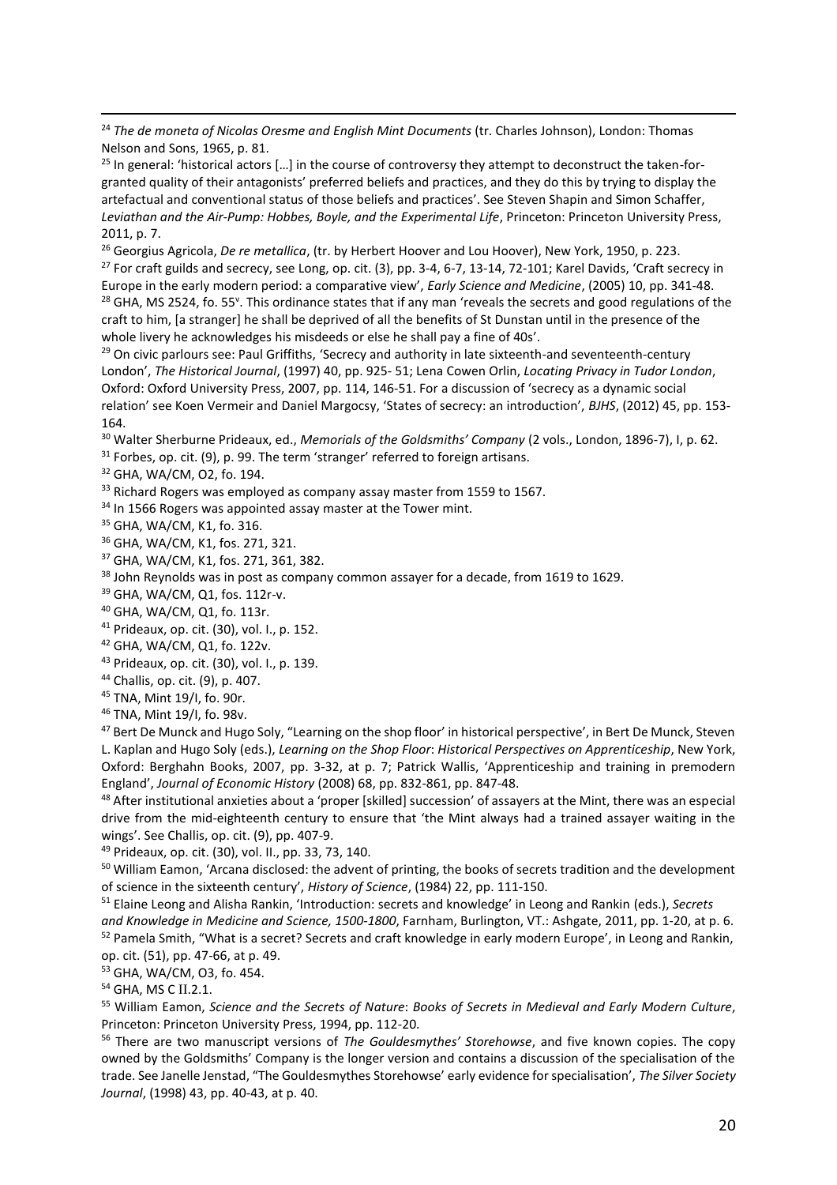[24] *The de moneta of Nicolas Oresme and English Mint Documents* (tr. Charles Johnson), London: Thomas Nelson and Sons, 1965, p. 81.

[25] In general: 'historical actors […] in the course of controversy they attempt to deconstruct the taken-for-granted quality of their antagonists' preferred beliefs and practices, and they do this by trying to display the artefactual and conventional status of those beliefs and practices'. See Steven Shapin and Simon Schaffer, *Leviathan and the Air-Pump: Hobbes, Boyle, and the Experimental Life*, Princeton: Princeton University Press, 2011, p. 7.

[26] Georgius Agricola, *De re metallica*, (tr. by Herbert Hoover and Lou Hoover), New York, 1950, p. 223.

[27] For craft guilds and secrecy, see Long, op. cit. (3), pp. 3-4, 6-7, 13-14, 72-101; Karel Davids, 'Craft secrecy in Europe in the early modern period: a comparative view', *Early Science and Medicine*, (2005) 10, pp. 341-48.

[28] GHA, MS 2524, fo. 55v. This ordinance states that if any man 'reveals the secrets and good regulations of the craft to him, [a stranger] he shall be deprived of all the benefits of St Dunstan until in the presence of the whole livery he acknowledges his misdeeds or else he shall pay a fine of 40s'.

[29] On civic parlours see: Paul Griffiths, 'Secrecy and authority in late sixteenth-and seventeenth-century London', *The Historical Journal*, (1997) 40, pp. 925- 51; Lena Cowen Orlin, *Locating Privacy in Tudor London*, Oxford: Oxford University Press, 2007, pp. 114, 146-51. For a discussion of 'secrecy as a dynamic social relation' see Koen Vermeir and Daniel Margocsy, 'States of secrecy: an introduction', *BJHS*, (2012) 45, pp. 153-164.

[30] Walter Sherburne Prideaux, ed., *Memorials of the Goldsmiths' Company* (2 vols., London, 1896-7), I, p. 62.

[31] Forbes, op. cit. (9), p. 99. The term 'stranger' referred to foreign artisans.

[32] GHA, WA/CM, O2, fo. 194.

[33] Richard Rogers was employed as company assay master from 1559 to 1567.

[34] In 1566 Rogers was appointed assay master at the Tower mint.

[35] GHA, WA/CM, K1, fo. 316.

[36] GHA, WA/CM, K1, fos. 271, 321.

[37] GHA, WA/CM, K1, fos. 271, 361, 382.

[38] John Reynolds was in post as company common assayer for a decade, from 1619 to 1629.

[39] GHA, WA/CM, Q1, fos. 112r-v.

[40] GHA, WA/CM, Q1, fo. 113r.

[41] Prideaux, op. cit. (30), vol. I., p. 152.

[42] GHA, WA/CM, Q1, fo. 122v.

[43] Prideaux, op. cit. (30), vol. I., p. 139.

[44] Challis, op. cit. (9), p. 407.

[45] TNA, Mint 19/I, fo. 90r.

[46] TNA, Mint 19/I, fo. 98v.

[47] Bert De Munck and Hugo Soly, "Learning on the shop floor' in historical perspective', in Bert De Munck, Steven L. Kaplan and Hugo Soly (eds.), *Learning on the Shop Floor*: *Historical Perspectives on Apprenticeship*, New York, Oxford: Berghahn Books, 2007, pp. 3-32, at p. 7; Patrick Wallis, 'Apprenticeship and training in premodern England', *Journal of Economic History* (2008) 68, pp. 832-861, pp. 847-48.

[48] After institutional anxieties about a 'proper [skilled] succession' of assayers at the Mint, there was an especial drive from the mid-eighteenth century to ensure that 'the Mint always had a trained assayer waiting in the wings'. See Challis, op. cit. (9), pp. 407-9.

[49] Prideaux, op. cit. (30), vol. II., pp. 33, 73, 140.

[50] William Eamon, 'Arcana disclosed: the advent of printing, the books of secrets tradition and the development of science in the sixteenth century', *History of Science*, (1984) 22, pp. 111-150.

[51] Elaine Leong and Alisha Rankin, 'Introduction: secrets and knowledge' in Leong and Rankin (eds.), *Secrets and Knowledge in Medicine and Science, 1500-1800*, Farnham, Burlington, VT.: Ashgate, 2011, pp. 1-20, at p. 6.

[52] Pamela Smith, "What is a secret? Secrets and craft knowledge in early modern Europe', in Leong and Rankin, op. cit. (51), pp. 47-66, at p. 49.

[53] GHA, WA/CM, O3, fo. 454.

[54] GHA, MS C II.2.1.

[55] William Eamon, *Science and the Secrets of Nature*: *Books of Secrets in Medieval and Early Modern Culture*, Princeton: Princeton University Press, 1994, pp. 112-20.

[56] There are two manuscript versions of *The Gouldesmythes' Storehowse*, and five known copies. The copy owned by the Goldsmiths' Company is the longer version and contains a discussion of the specialisation of the trade. See Janelle Jenstad, "The Gouldesmythes Storehowse' early evidence for specialisation', *The Silver Society Journal*, (1998) 43, pp. 40-43, at p. 40.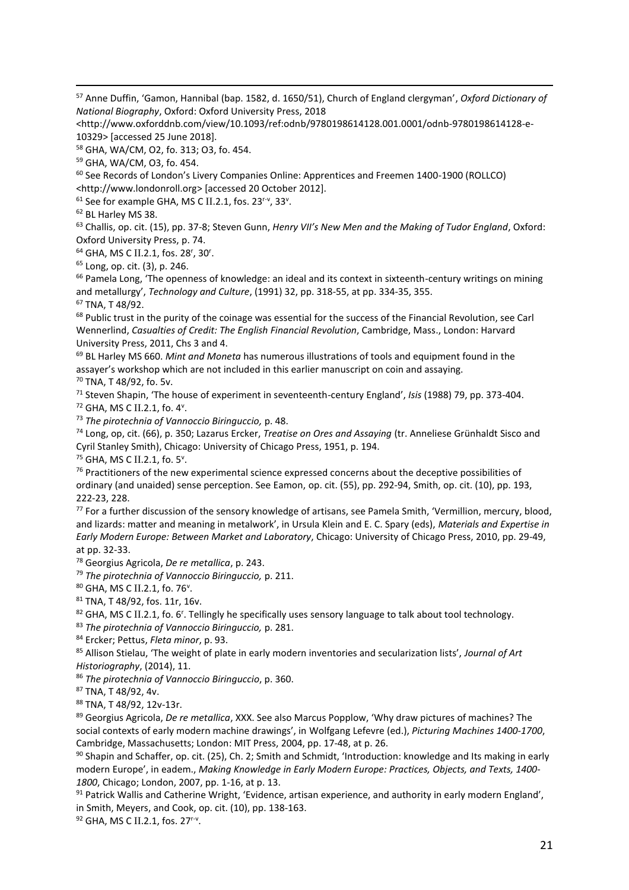[57] Anne Duffin, 'Gamon, Hannibal (bap. 1582, d. 1650/51), Church of England clergyman', *Oxford Dictionary of National Biography*, Oxford: Oxford University Press, 2018 <http://www.oxforddnb.com/view/10.1093/ref:odnb/9780198614128.001.0001/odnb-9780198614128-e-10329> [accessed 25 June 2018].

[58] GHA, WA/CM, O2, fo. 313; O3, fo. 454.

[59] GHA, WA/CM, O3, fo. 454.

[60] See Records of London's Livery Companies Online: Apprentices and Freemen 1400-1900 (ROLLCO) <http://www.londonroll.org> [accessed 20 October 2012].

[61] See for example GHA, MS C II.2.1, fos. 23r-v, 33v.

[62] BL Harley MS 38.

[63] Challis, op. cit. (15), pp. 37-8; Steven Gunn, *Henry VII's New Men and the Making of Tudor England*, Oxford: Oxford University Press, p. 74.

[64] GHA, MS C II.2.1, fos. 28r, 30r.

[65] Long, op. cit. (3), p. 246.

[66] Pamela Long, 'The openness of knowledge: an ideal and its context in sixteenth-century writings on mining and metallurgy', *Technology and Culture*, (1991) 32, pp. 318-55, at pp. 334-35, 355.

[67] TNA, T 48/92.

[68] Public trust in the purity of the coinage was essential for the success of the Financial Revolution, see Carl Wennerlind, *Casualties of Credit: The English Financial Revolution*, Cambridge, Mass., London: Harvard University Press, 2011, Chs 3 and 4.

[69] BL Harley MS 660. *Mint and Moneta* has numerous illustrations of tools and equipment found in the assayer's workshop which are not included in this earlier manuscript on coin and assaying.

[70] TNA, T 48/92, fo. 5v.

[71] Steven Shapin, 'The house of experiment in seventeenth-century England', *Isis* (1988) 79, pp. 373-404.

[72] GHA, MS C II.2.1, fo. 4v.

[73] *The pirotechnia of Vannoccio Biringuccio,* p. 48.

[74] Long, op, cit. (66), p. 350; Lazarus Ercker, *Treatise on Ores and Assaying* (tr. Anneliese Grünhaldt Sisco and Cyril Stanley Smith), Chicago: University of Chicago Press, 1951, p. 194.

[75] GHA, MS C II.2.1, fo. 5v.

[76] Practitioners of the new experimental science expressed concerns about the deceptive possibilities of ordinary (and unaided) sense perception. See Eamon, op. cit. (55), pp. 292-94, Smith, op. cit. (10), pp. 193, 222-23, 228.

[77] For a further discussion of the sensory knowledge of artisans, see Pamela Smith, 'Vermillion, mercury, blood, and lizards: matter and meaning in metalwork', in Ursula Klein and E. C. Spary (eds), *Materials and Expertise in Early Modern Europe: Between Market and Laboratory*, Chicago: University of Chicago Press, 2010, pp. 29-49, at pp. 32-33.

[78] Georgius Agricola, *De re metallica*, p. 243.

[79] *The pirotechnia of Vannoccio Biringuccio,* p. 211.

[80] GHA, MS C II.2.1, fo. 76v.

[81] TNA, T 48/92, fos. 11r, 16v.

[82] GHA, MS C II.2.1, fo. 6r. Tellingly he specifically uses sensory language to talk about tool technology.

[83] *The pirotechnia of Vannoccio Biringuccio,* p. 281.

[84] Ercker; Pettus, *Fleta minor*, p. 93.

[85] Allison Stielau, 'The weight of plate in early modern inventories and secularization lists', *Journal of Art Historiography*, (2014), 11.

[86] *The pirotechnia of Vannoccio Biringuccio*, p. 360.

[87] TNA, T 48/92, 4v.

[88] TNA, T 48/92, 12v-13r.

[89] Georgius Agricola, *De re metallica*, XXX. See also Marcus Popplow, 'Why draw pictures of machines? The social contexts of early modern machine drawings', in Wolfgang Lefevre (ed.), *Picturing Machines 1400-1700*, Cambridge, Massachusetts; London: MIT Press, 2004, pp. 17-48, at p. 26.

[90] Shapin and Schaffer, op. cit. (25), Ch. 2; Smith and Schmidt, 'Introduction: knowledge and Its making in early modern Europe', in eadem., *Making Knowledge in Early Modern Europe: Practices, Objects, and Texts, 1400-1800*, Chicago; London, 2007, pp. 1-16, at p. 13.

[91] Patrick Wallis and Catherine Wright, 'Evidence, artisan experience, and authority in early modern England', in Smith, Meyers, and Cook, op. cit. (10), pp. 138-163.

[92] GHA, MS C II.2.1, fos. 27r-v.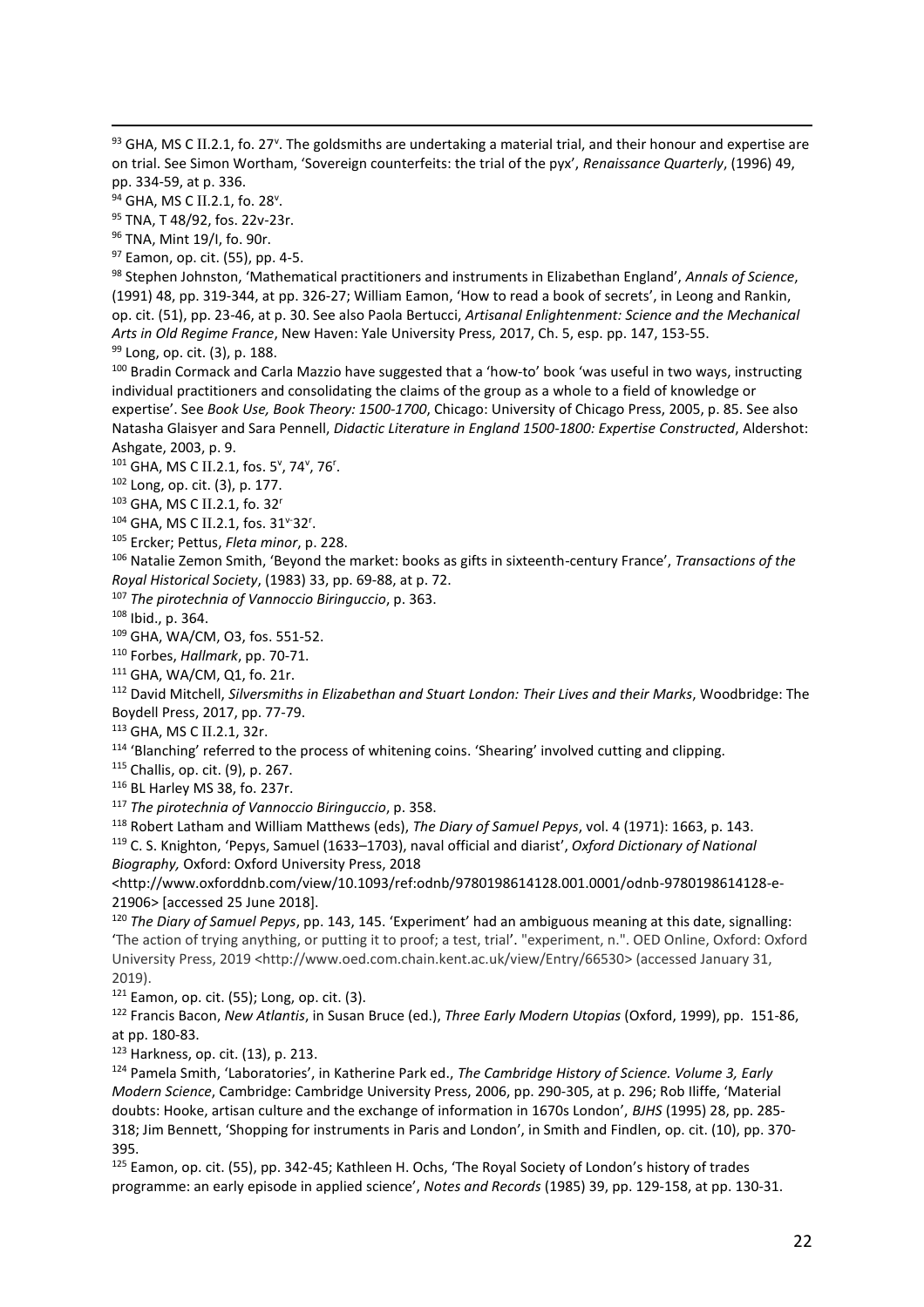[93] GHA, MS C II.2.1, fo. 27v. The goldsmiths are undertaking a material trial, and their honour and expertise are on trial. See Simon Wortham, 'Sovereign counterfeits: the trial of the pyx', *Renaissance Quarterly*, (1996) 49, pp. 334-59, at p. 336.

[94] GHA, MS C II.2.1, fo. 28v.

[95] TNA, T 48/92, fos. 22v-23r.

[96] TNA, Mint 19/I, fo. 90r.

[97] Eamon, op. cit. (55), pp. 4-5.

[98] Stephen Johnston, 'Mathematical practitioners and instruments in Elizabethan England', *Annals of Science*, (1991) 48, pp. 319-344, at pp. 326-27; William Eamon, 'How to read a book of secrets', in Leong and Rankin, op. cit. (51), pp. 23-46, at p. 30. See also Paola Bertucci, *Artisanal Enlightenment: Science and the Mechanical Arts in Old Regime France*, New Haven: Yale University Press, 2017, Ch. 5, esp. pp. 147, 153-55.

[99] Long, op. cit. (3), p. 188.

[100] Bradin Cormack and Carla Mazzio have suggested that a 'how-to' book 'was useful in two ways, instructing individual practitioners and consolidating the claims of the group as a whole to a field of knowledge or expertise'. See *Book Use, Book Theory: 1500-1700*, Chicago: University of Chicago Press, 2005, p. 85. See also Natasha Glaisyer and Sara Pennell, *Didactic Literature in England 1500-1800: Expertise Constructed*, Aldershot: Ashgate, 2003, p. 9.

[101] GHA, MS C II.2.1, fos. 5v, 74v, 76r.

[102] Long, op. cit. (3), p. 177.

[103] GHA, MS C II.2.1, fo. 32r

[104] GHA, MS C II.2.1, fos. 31v-32r.

[105] Ercker; Pettus, *Fleta minor*, p. 228.

[106] Natalie Zemon Smith, 'Beyond the market: books as gifts in sixteenth-century France', *Transactions of the Royal Historical Society*, (1983) 33, pp. 69-88, at p. 72.

[107] *The pirotechnia of Vannoccio Biringuccio*, p. 363.

[108] Ibid., p. 364.

[109] GHA, WA/CM, O3, fos. 551-52.

[110] Forbes, *Hallmark*, pp. 70-71.

[111] GHA, WA/CM, Q1, fo. 21r.

[112] David Mitchell, *Silversmiths in Elizabethan and Stuart London: Their Lives and their Marks*, Woodbridge: The Boydell Press, 2017, pp. 77-79.

[113] GHA, MS C II.2.1, 32r.

[114] 'Blanching' referred to the process of whitening coins. 'Shearing' involved cutting and clipping.

[115] Challis, op. cit. (9), p. 267.

[116] BL Harley MS 38, fo. 237r.

[117] *The pirotechnia of Vannoccio Biringuccio*, p. 358.

[118] Robert Latham and William Matthews (eds), *The Diary of Samuel Pepys*, vol. 4 (1971): 1663, p. 143.

[119] C. S. Knighton, 'Pepys, Samuel (1633–1703), naval official and diarist', *Oxford Dictionary of National Biography,* Oxford: Oxford University Press, 2018 <http://www.oxforddnb.com/view/10.1093/ref:odnb/9780198614128.001.0001/odnb-9780198614128-e-21906> [accessed 25 June 2018].

[120] *The Diary of Samuel Pepys*, pp. 143, 145. 'Experiment' had an ambiguous meaning at this date, signalling: 'The action of trying anything, or putting it to proof; a test, trial'. "experiment, n.". OED Online, Oxford: Oxford University Press, 2019 <http://www.oed.com.chain.kent.ac.uk/view/Entry/66530> (accessed January 31, 2019).

[121] Eamon, op. cit. (55); Long, op. cit. (3).

[122] Francis Bacon, *New Atlantis*, in Susan Bruce (ed.), *Three Early Modern Utopias* (Oxford, 1999), pp. 151-86, at pp. 180-83.

[123] Harkness, op. cit. (13), p. 213.

[124] Pamela Smith, 'Laboratories', in Katherine Park ed., *The Cambridge History of Science. Volume 3, Early Modern Science*, Cambridge: Cambridge University Press, 2006, pp. 290-305, at p. 296; Rob Iliffe, 'Material doubts: Hooke, artisan culture and the exchange of information in 1670s London', *BJHS* (1995) 28, pp. 285-318; Jim Bennett, 'Shopping for instruments in Paris and London', in Smith and Findlen, op. cit. (10), pp. 370-395.

[125] Eamon, op. cit. (55), pp. 342-45; Kathleen H. Ochs, 'The Royal Society of London's history of trades programme: an early episode in applied science', *Notes and Records* (1985) 39, pp. 129-158, at pp. 130-31.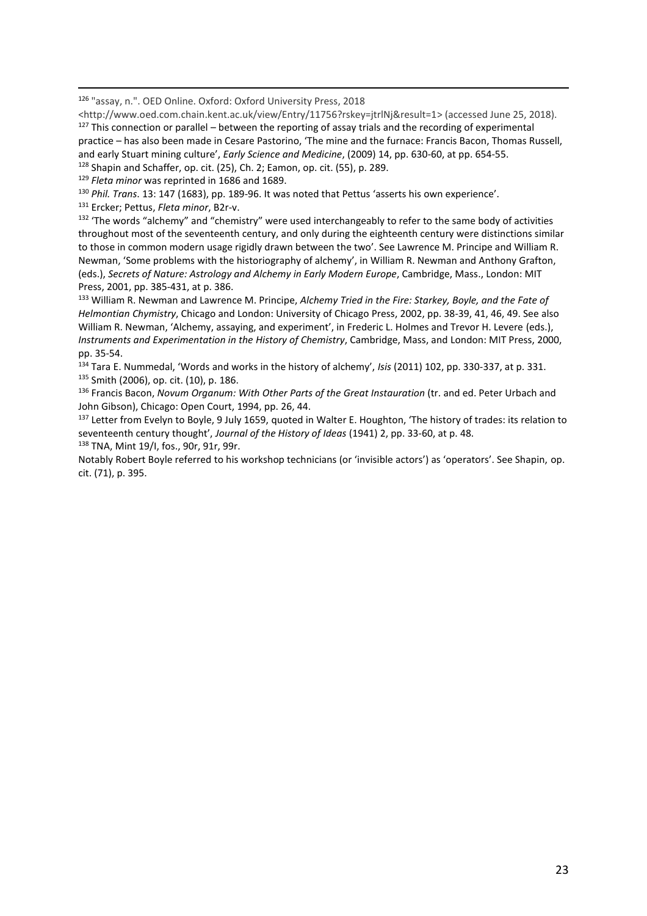[126] "assay, n.". OED Online. Oxford: Oxford University Press, 2018 <http://www.oed.com.chain.kent.ac.uk/view/Entry/11756?rskey=jtrlNj&result=1> (accessed June 25, 2018).

[127] This connection or parallel – between the reporting of assay trials and the recording of experimental practice – has also been made in Cesare Pastorino, 'The mine and the furnace: Francis Bacon, Thomas Russell, and early Stuart mining culture', *Early Science and Medicine*, (2009) 14, pp. 630-60, at pp. 654-55.

[128] Shapin and Schaffer, op. cit. (25), Ch. 2; Eamon, op. cit. (55), p. 289.

[129] *Fleta minor* was reprinted in 1686 and 1689.

[130] *Phil. Trans*. 13: 147 (1683), pp. 189-96. It was noted that Pettus 'asserts his own experience'.

[131] Ercker; Pettus, *Fleta minor*, B2r-v.

[132] 'The words "alchemy" and "chemistry" were used interchangeably to refer to the same body of activities throughout most of the seventeenth century, and only during the eighteenth century were distinctions similar to those in common modern usage rigidly drawn between the two'. See Lawrence M. Principe and William R. Newman, 'Some problems with the historiography of alchemy', in William R. Newman and Anthony Grafton, (eds.), *Secrets of Nature: Astrology and Alchemy in Early Modern Europe*, Cambridge, Mass., London: MIT Press, 2001, pp. 385-431, at p. 386.

[133] William R. Newman and Lawrence M. Principe, *Alchemy Tried in the Fire: Starkey, Boyle, and the Fate of Helmontian Chymistry*, Chicago and London: University of Chicago Press, 2002, pp. 38-39, 41, 46, 49. See also William R. Newman, 'Alchemy, assaying, and experiment', in Frederic L. Holmes and Trevor H. Levere (eds.), *Instruments and Experimentation in the History of Chemistry*, Cambridge, Mass, and London: MIT Press, 2000, pp. 35-54.

[134] Tara E. Nummedal, 'Words and works in the history of alchemy', *Isis* (2011) 102, pp. 330-337, at p. 331.

[135] Smith (2006), op. cit. (10), p. 186.

[136] Francis Bacon, *Novum Organum: With Other Parts of the Great Instauration* (tr. and ed. Peter Urbach and John Gibson), Chicago: Open Court, 1994, pp. 26, 44.

[137] Letter from Evelyn to Boyle, 9 July 1659, quoted in Walter E. Houghton, 'The history of trades: its relation to seventeenth century thought', *Journal of the History of Ideas* (1941) 2, pp. 33-60, at p. 48.

[138] TNA, Mint 19/I, fos., 90r, 91r, 99r.

Notably Robert Boyle referred to his workshop technicians (or 'invisible actors') as 'operators'. See Shapin, op. cit. (71), p. 395.